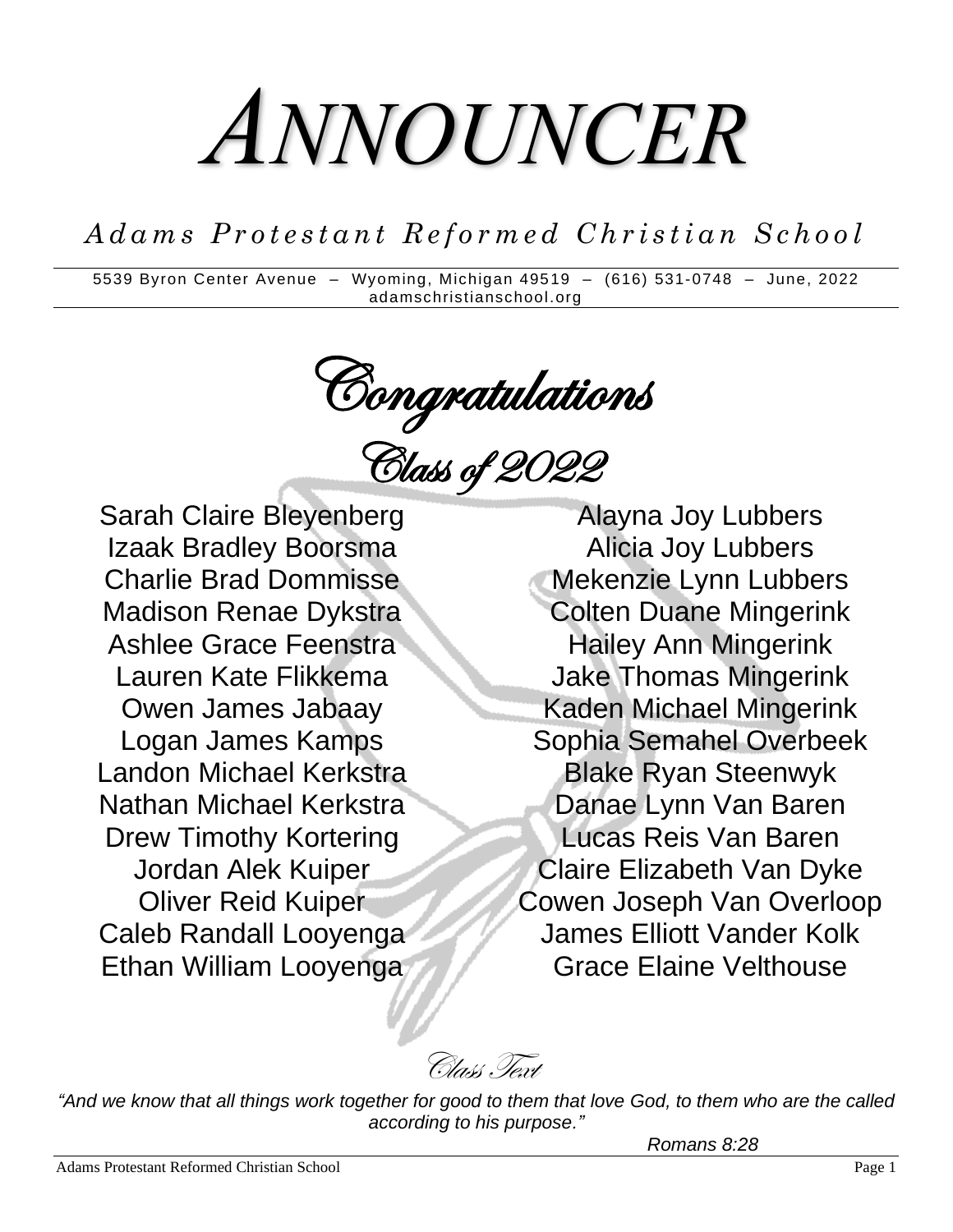# ANNOUNCER

*Adams Protestant Reformed Christian School*

5539 Byron Center Avenue – Wyoming, Michigan 49519 – (616) 531-0748 – June, 2022
adamschristianschool.org

## Congratulations
## Class of 2022

Sarah Claire Bleyenberg
Izaak Bradley Boorsma
Charlie Brad Dommisse
Madison Renae Dykstra
Ashlee Grace Feenstra
Lauren Kate Flikkema
Owen James Jabaay
Logan James Kamps
Landon Michael Kerkstra
Nathan Michael Kerkstra
Drew Timothy Kortering
Jordan Alek Kuiper
Oliver Reid Kuiper
Caleb Randall Looyenga
Ethan William Looyenga
Alayna Joy Lubbers
Alicia Joy Lubbers
Mekenzie Lynn Lubbers
Colten Duane Mingerink
Hailey Ann Mingerink
Jake Thomas Mingerink
Kaden Michael Mingerink
Sophia Semahel Overbeek
Blake Ryan Steenwyk
Danae Lynn Van Baren
Lucas Reis Van Baren
Claire Elizabeth Van Dyke
Cowen Joseph Van Overloop
James Elliott Vander Kolk
Grace Elaine Velthouse

### Class Text

*"And we know that all things work together for good to them that love God, to them who are the called according to his purpose."*

*Romans 8:28*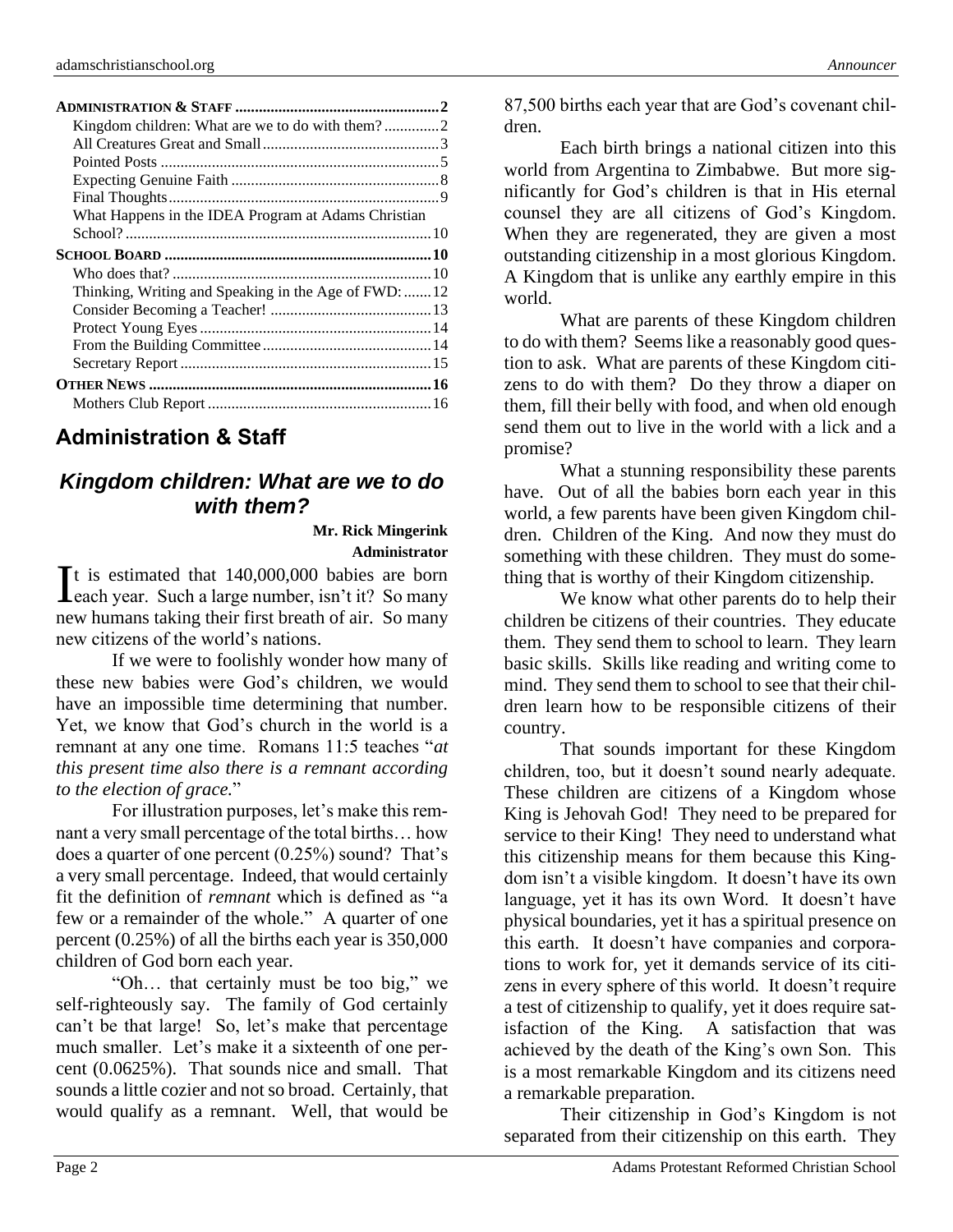**ADMINISTRATION & STAFF** ....................................................2
- Kingdom children: What are we to do with them? ..............2
- All Creatures Great and Small..............................................3
- Pointed Posts ......................................................................5
- Expecting Genuine Faith .....................................................8
- Final Thoughts.....................................................................9
- What Happens in the IDEA Program at Adams Christian School? .............................................................................10

**SCHOOL BOARD** ..................................................................10
- Who does that? ..................................................................10
- Thinking, Writing and Speaking in the Age of FWD: .......12
- Consider Becoming a Teacher! .........................................13
- Protect Young Eyes ...........................................................14
- From the Building Committee ...........................................14
- Secretary Report ................................................................15

**OTHER NEWS** .......................................................................16
- Mothers Club Report .........................................................16

## Administration & Staff

### *Kingdom children: What are we to do with them?*

**Mr. Rick Mingerink**
**Administrator**

It is estimated that 140,000,000 babies are born each year. Such a large number, isn't it? So many new humans taking their first breath of air. So many new citizens of the world's nations.

If we were to foolishly wonder how many of these new babies were God's children, we would have an impossible time determining that number. Yet, we know that God's church in the world is a remnant at any one time. Romans 11:5 teaches "*at this present time also there is a remnant according to the election of grace.*"

For illustration purposes, let's make this remnant a very small percentage of the total births… how does a quarter of one percent (0.25%) sound? That's a very small percentage. Indeed, that would certainly fit the definition of *remnant* which is defined as "a few or a remainder of the whole." A quarter of one percent (0.25%) of all the births each year is 350,000 children of God born each year.

"Oh… that certainly must be too big," we self-righteously say. The family of God certainly can't be that large! So, let's make that percentage much smaller. Let's make it a sixteenth of one percent (0.0625%). That sounds nice and small. That sounds a little cozier and not so broad. Certainly, that would qualify as a remnant. Well, that would be 87,500 births each year that are God's covenant children.

Each birth brings a national citizen into this world from Argentina to Zimbabwe. But more significantly for God's children is that in His eternal counsel they are all citizens of God's Kingdom. When they are regenerated, they are given a most outstanding citizenship in a most glorious Kingdom. A Kingdom that is unlike any earthly empire in this world.

What are parents of these Kingdom children to do with them? Seems like a reasonably good question to ask. What are parents of these Kingdom citizens to do with them? Do they throw a diaper on them, fill their belly with food, and when old enough send them out to live in the world with a lick and a promise?

What a stunning responsibility these parents have. Out of all the babies born each year in this world, a few parents have been given Kingdom children. Children of the King. And now they must do something with these children. They must do something that is worthy of their Kingdom citizenship.

We know what other parents do to help their children be citizens of their countries. They educate them. They send them to school to learn. They learn basic skills. Skills like reading and writing come to mind. They send them to school to see that their children learn how to be responsible citizens of their country.

That sounds important for these Kingdom children, too, but it doesn't sound nearly adequate. These children are citizens of a Kingdom whose King is Jehovah God! They need to be prepared for service to their King! They need to understand what this citizenship means for them because this Kingdom isn't a visible kingdom. It doesn't have its own language, yet it has its own Word. It doesn't have physical boundaries, yet it has a spiritual presence on this earth. It doesn't have companies and corporations to work for, yet it demands service of its citizens in every sphere of this world. It doesn't require a test of citizenship to qualify, yet it does require satisfaction of the King. A satisfaction that was achieved by the death of the King's own Son. This is a most remarkable Kingdom and its citizens need a remarkable preparation.

Their citizenship in God's Kingdom is not separated from their citizenship on this earth. They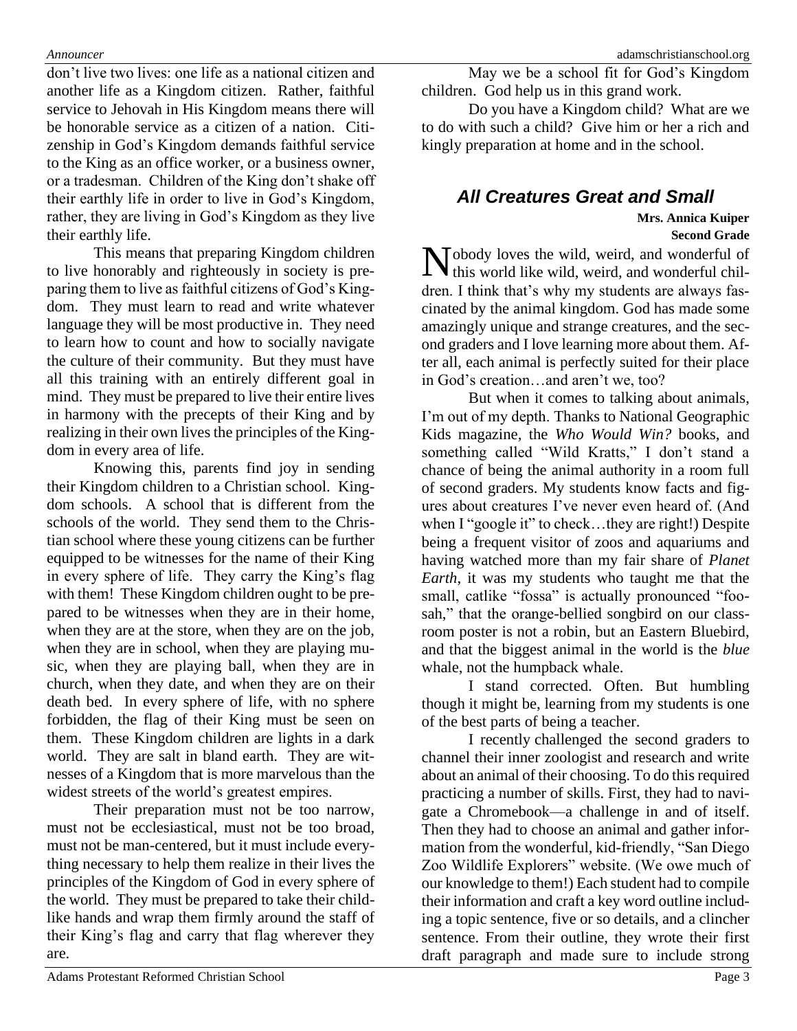don't live two lives: one life as a national citizen and another life as a Kingdom citizen. Rather, faithful service to Jehovah in His Kingdom means there will be honorable service as a citizen of a nation. Citizenship in God's Kingdom demands faithful service to the King as an office worker, or a business owner, or a tradesman. Children of the King don't shake off their earthly life in order to live in God's Kingdom, rather, they are living in God's Kingdom as they live their earthly life.

This means that preparing Kingdom children to live honorably and righteously in society is preparing them to live as faithful citizens of God's Kingdom. They must learn to read and write whatever language they will be most productive in. They need to learn how to count and how to socially navigate the culture of their community. But they must have all this training with an entirely different goal in mind. They must be prepared to live their entire lives in harmony with the precepts of their King and by realizing in their own lives the principles of the Kingdom in every area of life.

Knowing this, parents find joy in sending their Kingdom children to a Christian school. Kingdom schools. A school that is different from the schools of the world. They send them to the Christian school where these young citizens can be further equipped to be witnesses for the name of their King in every sphere of life. They carry the King's flag with them! These Kingdom children ought to be prepared to be witnesses when they are in their home, when they are at the store, when they are on the job, when they are in school, when they are playing music, when they are playing ball, when they are in church, when they date, and when they are on their death bed. In every sphere of life, with no sphere forbidden, the flag of their King must be seen on them. These Kingdom children are lights in a dark world. They are salt in bland earth. They are witnesses of a Kingdom that is more marvelous than the widest streets of the world's greatest empires.

Their preparation must not be too narrow, must not be ecclesiastical, must not be too broad, must not be man-centered, but it must include everything necessary to help them realize in their lives the principles of the Kingdom of God in every sphere of the world. They must be prepared to take their childlike hands and wrap them firmly around the staff of their King's flag and carry that flag wherever they are.

May we be a school fit for God's Kingdom children. God help us in this grand work.

Do you have a Kingdom child? What are we to do with such a child? Give him or her a rich and kingly preparation at home and in the school.

## *All Creatures Great and Small*

**Mrs. Annica Kuiper**
**Second Grade**

Nobody loves the wild, weird, and wonderful of this world like wild, weird, and wonderful children. I think that's why my students are always fascinated by the animal kingdom. God has made some amazingly unique and strange creatures, and the second graders and I love learning more about them. After all, each animal is perfectly suited for their place in God's creation…and aren't we, too?

But when it comes to talking about animals, I'm out of my depth. Thanks to National Geographic Kids magazine, the *Who Would Win?* books, and something called "Wild Kratts," I don't stand a chance of being the animal authority in a room full of second graders. My students know facts and figures about creatures I've never even heard of. (And when I "google it" to check…they are right!) Despite being a frequent visitor of zoos and aquariums and having watched more than my fair share of *Planet Earth*, it was my students who taught me that the small, catlike "fossa" is actually pronounced "foo-sah," that the orange-bellied songbird on our classroom poster is not a robin, but an Eastern Bluebird, and that the biggest animal in the world is the *blue* whale, not the humpback whale.

I stand corrected. Often. But humbling though it might be, learning from my students is one of the best parts of being a teacher.

I recently challenged the second graders to channel their inner zoologist and research and write about an animal of their choosing. To do this required practicing a number of skills. First, they had to navigate a Chromebook—a challenge in and of itself. Then they had to choose an animal and gather information from the wonderful, kid-friendly, "San Diego Zoo Wildlife Explorers" website. (We owe much of our knowledge to them!) Each student had to compile their information and craft a key word outline including a topic sentence, five or so details, and a clincher sentence. From their outline, they wrote their first draft paragraph and made sure to include strong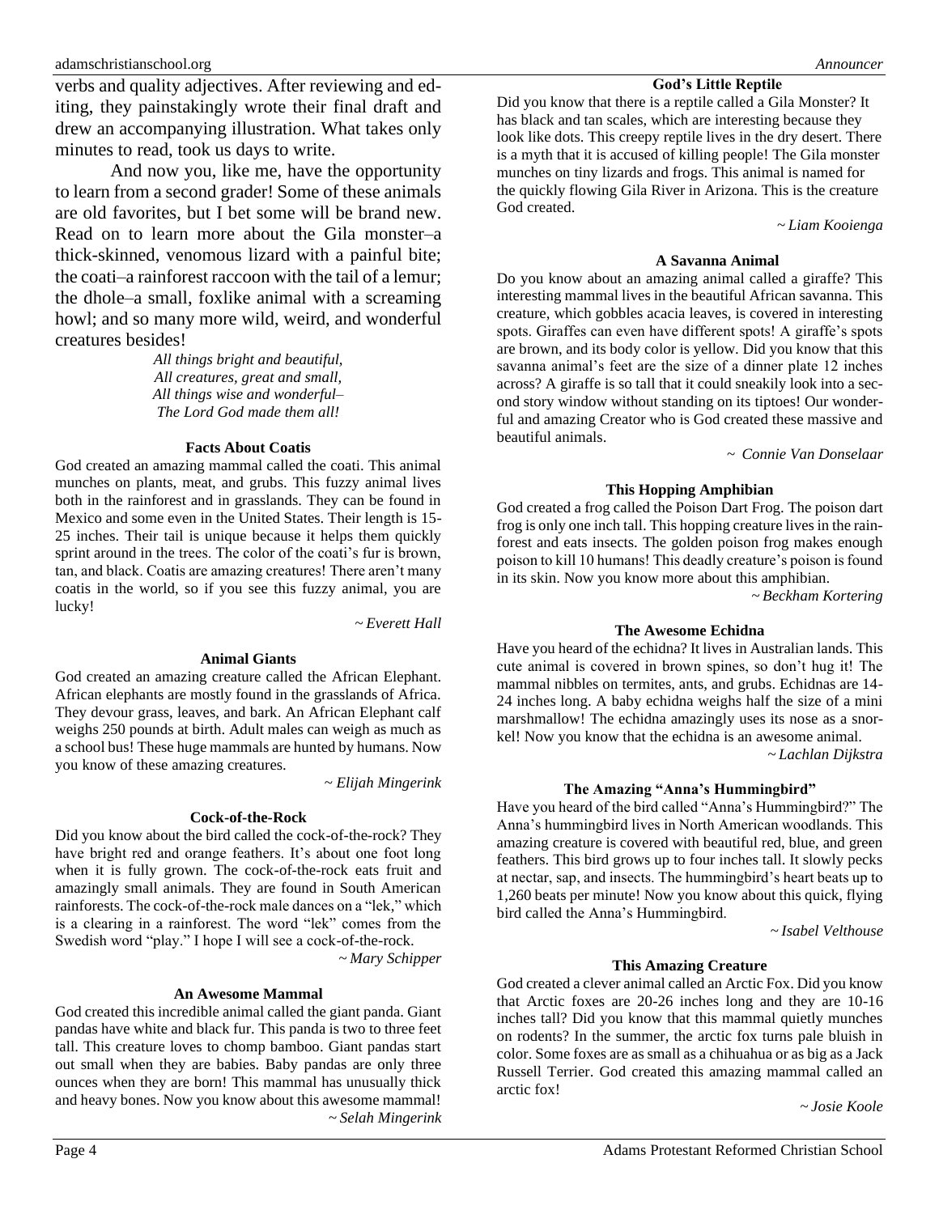verbs and quality adjectives. After reviewing and editing, they painstakingly wrote their final draft and drew an accompanying illustration. What takes only minutes to read, took us days to write.

And now you, like me, have the opportunity to learn from a second grader! Some of these animals are old favorites, but I bet some will be brand new. Read on to learn more about the Gila monster–a thick-skinned, venomous lizard with a painful bite; the coati–a rainforest raccoon with the tail of a lemur; the dhole–a small, foxlike animal with a screaming howl; and so many more wild, weird, and wonderful creatures besides!

*All things bright and beautiful,*
*All creatures, great and small,*
*All things wise and wonderful–*
*The Lord God made them all!*

### Facts About Coatis

God created an amazing mammal called the coati. This animal munches on plants, meat, and grubs. This fuzzy animal lives both in the rainforest and in grasslands. They can be found in Mexico and some even in the United States. Their length is 15-25 inches. Their tail is unique because it helps them quickly sprint around in the trees. The color of the coati's fur is brown, tan, and black. Coatis are amazing creatures! There aren't many coatis in the world, so if you see this fuzzy animal, you are lucky!

*~ Everett Hall*

### Animal Giants

God created an amazing creature called the African Elephant. African elephants are mostly found in the grasslands of Africa. They devour grass, leaves, and bark. An African Elephant calf weighs 250 pounds at birth. Adult males can weigh as much as a school bus! These huge mammals are hunted by humans. Now you know of these amazing creatures.

*~ Elijah Mingerink*

### Cock-of-the-Rock

Did you know about the bird called the cock-of-the-rock? They have bright red and orange feathers. It's about one foot long when it is fully grown. The cock-of-the-rock eats fruit and amazingly small animals. They are found in South American rainforests. The cock-of-the-rock male dances on a "lek," which is a clearing in a rainforest. The word "lek" comes from the Swedish word "play." I hope I will see a cock-of-the-rock.

*~ Mary Schipper*

### An Awesome Mammal

God created this incredible animal called the giant panda. Giant pandas have white and black fur. This panda is two to three feet tall. This creature loves to chomp bamboo. Giant pandas start out small when they are babies. Baby pandas are only three ounces when they are born! This mammal has unusually thick and heavy bones. Now you know about this awesome mammal!

*~ Selah Mingerink*

### God's Little Reptile

Did you know that there is a reptile called a Gila Monster? It has black and tan scales, which are interesting because they look like dots. This creepy reptile lives in the dry desert. There is a myth that it is accused of killing people! The Gila monster munches on tiny lizards and frogs. This animal is named for the quickly flowing Gila River in Arizona. This is the creature God created.

*~ Liam Kooienga*

### A Savanna Animal

Do you know about an amazing animal called a giraffe? This interesting mammal lives in the beautiful African savanna. This creature, which gobbles acacia leaves, is covered in interesting spots. Giraffes can even have different spots! A giraffe's spots are brown, and its body color is yellow. Did you know that this savanna animal's feet are the size of a dinner plate 12 inches across? A giraffe is so tall that it could sneakily look into a second story window without standing on its tiptoes! Our wonderful and amazing Creator who is God created these massive and beautiful animals.

*~ Connie Van Donselaar*

### This Hopping Amphibian

God created a frog called the Poison Dart Frog. The poison dart frog is only one inch tall. This hopping creature lives in the rainforest and eats insects. The golden poison frog makes enough poison to kill 10 humans! This deadly creature's poison is found in its skin. Now you know more about this amphibian.

*~ Beckham Kortering*

### The Awesome Echidna

Have you heard of the echidna? It lives in Australian lands. This cute animal is covered in brown spines, so don't hug it! The mammal nibbles on termites, ants, and grubs. Echidnas are 14-24 inches long. A baby echidna weighs half the size of a mini marshmallow! The echidna amazingly uses its nose as a snorkel! Now you know that the echidna is an awesome animal.

*~ Lachlan Dijkstra*

### The Amazing "Anna's Hummingbird"

Have you heard of the bird called "Anna's Hummingbird?" The Anna's hummingbird lives in North American woodlands. This amazing creature is covered with beautiful red, blue, and green feathers. This bird grows up to four inches tall. It slowly pecks at nectar, sap, and insects. The hummingbird's heart beats up to 1,260 beats per minute! Now you know about this quick, flying bird called the Anna's Hummingbird.

*~ Isabel Velthouse*

### This Amazing Creature

God created a clever animal called an Arctic Fox. Did you know that Arctic foxes are 20-26 inches long and they are 10-16 inches tall? Did you know that this mammal quietly munches on rodents? In the summer, the arctic fox turns pale bluish in color. Some foxes are as small as a chihuahua or as big as a Jack Russell Terrier. God created this amazing mammal called an arctic fox!

*~ Josie Koole*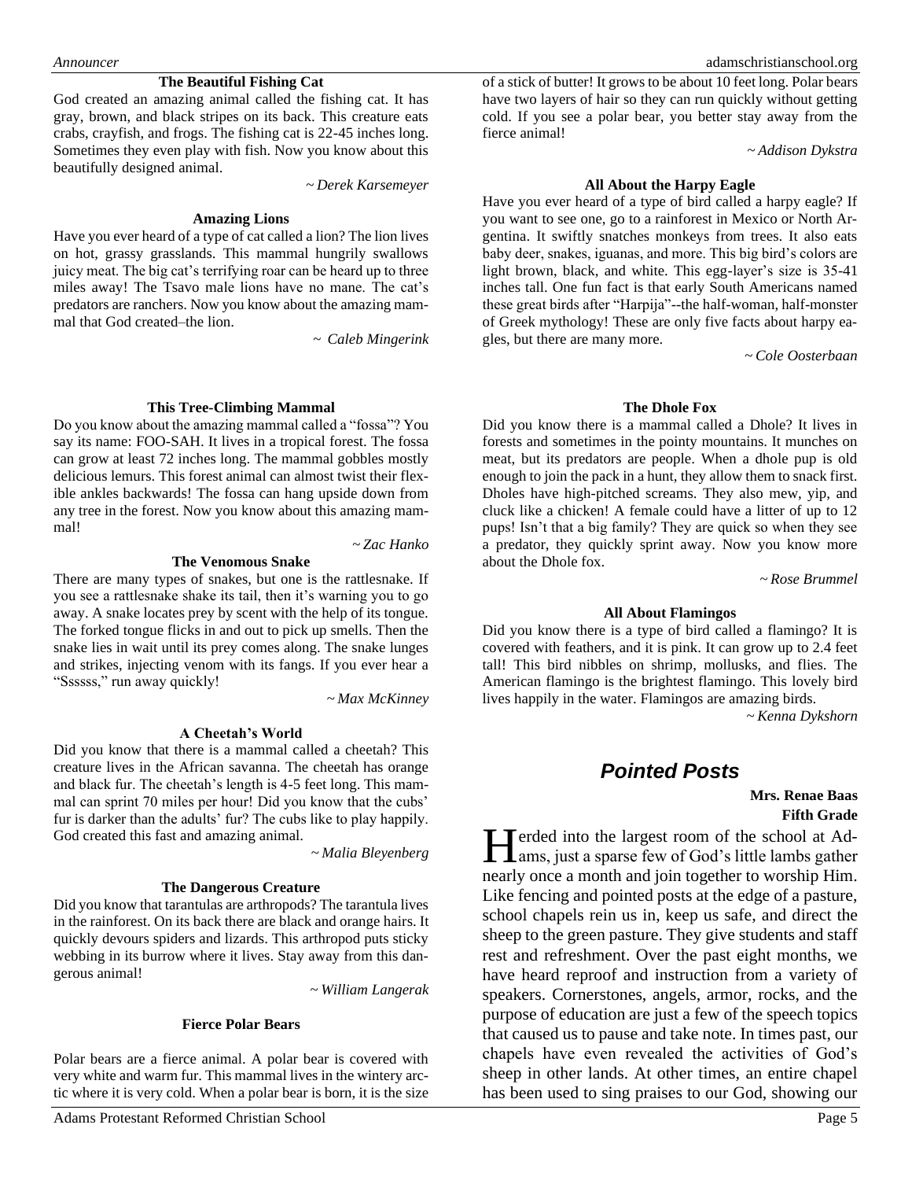### The Beautiful Fishing Cat

God created an amazing animal called the fishing cat. It has gray, brown, and black stripes on its back. This creature eats crabs, crayfish, and frogs. The fishing cat is 22-45 inches long. Sometimes they even play with fish. Now you know about this beautifully designed animal.

*~ Derek Karsemeyer*

### Amazing Lions

Have you ever heard of a type of cat called a lion? The lion lives on hot, grassy grasslands. This mammal hungrily swallows juicy meat. The big cat's terrifying roar can be heard up to three miles away! The Tsavo male lions have no mane. The cat's predators are ranchers. Now you know about the amazing mammal that God created–the lion.

*~ Caleb Mingerink*

### This Tree-Climbing Mammal

Do you know about the amazing mammal called a "fossa"? You say its name: FOO-SAH. It lives in a tropical forest. The fossa can grow at least 72 inches long. The mammal gobbles mostly delicious lemurs. This forest animal can almost twist their flexible ankles backwards! The fossa can hang upside down from any tree in the forest. Now you know about this amazing mammal!

*~ Zac Hanko*

### The Venomous Snake

There are many types of snakes, but one is the rattlesnake. If you see a rattlesnake shake its tail, then it's warning you to go away. A snake locates prey by scent with the help of its tongue. The forked tongue flicks in and out to pick up smells. Then the snake lies in wait until its prey comes along. The snake lunges and strikes, injecting venom with its fangs. If you ever hear a "Ssssss," run away quickly!

*~ Max McKinney*

### A Cheetah's World

Did you know that there is a mammal called a cheetah? This creature lives in the African savanna. The cheetah has orange and black fur. The cheetah's length is 4-5 feet long. This mammal can sprint 70 miles per hour! Did you know that the cubs' fur is darker than the adults' fur? The cubs like to play happily. God created this fast and amazing animal.

*~ Malia Bleyenberg*

### The Dangerous Creature

Did you know that tarantulas are arthropods? The tarantula lives in the rainforest. On its back there are black and orange hairs. It quickly devours spiders and lizards. This arthropod puts sticky webbing in its burrow where it lives. Stay away from this dangerous animal!

*~ William Langerak*

### Fierce Polar Bears

Polar bears are a fierce animal. A polar bear is covered with very white and warm fur. This mammal lives in the wintery arctic where it is very cold. When a polar bear is born, it is the size of a stick of butter! It grows to be about 10 feet long. Polar bears have two layers of hair so they can run quickly without getting cold. If you see a polar bear, you better stay away from the fierce animal!

*~ Addison Dykstra*

### All About the Harpy Eagle

Have you ever heard of a type of bird called a harpy eagle? If you want to see one, go to a rainforest in Mexico or North Argentina. It swiftly snatches monkeys from trees. It also eats baby deer, snakes, iguanas, and more. This big bird's colors are light brown, black, and white. This egg-layer's size is 35-41 inches tall. One fun fact is that early South Americans named these great birds after "Harpija"--the half-woman, half-monster of Greek mythology! These are only five facts about harpy eagles, but there are many more.

*~ Cole Oosterbaan*

### The Dhole Fox

Did you know there is a mammal called a Dhole? It lives in forests and sometimes in the pointy mountains. It munches on meat, but its predators are people. When a dhole pup is old enough to join the pack in a hunt, they allow them to snack first. Dholes have high-pitched screams. They also mew, yip, and cluck like a chicken! A female could have a litter of up to 12 pups! Isn't that a big family? They are quick so when they see a predator, they quickly sprint away. Now you know more about the Dhole fox.

*~ Rose Brummel*

### All About Flamingos

Did you know there is a type of bird called a flamingo? It is covered with feathers, and it is pink. It can grow up to 2.4 feet tall! This bird nibbles on shrimp, mollusks, and flies. The American flamingo is the brightest flamingo. This lovely bird lives happily in the water. Flamingos are amazing birds.

*~ Kenna Dykshorn*

## *Pointed Posts*

**Mrs. Renae Baas**
**Fifth Grade**

Herded into the largest room of the school at Adams, just a sparse few of God's little lambs gather nearly once a month and join together to worship Him. Like fencing and pointed posts at the edge of a pasture, school chapels rein us in, keep us safe, and direct the sheep to the green pasture. They give students and staff rest and refreshment. Over the past eight months, we have heard reproof and instruction from a variety of speakers. Cornerstones, angels, armor, rocks, and the purpose of education are just a few of the speech topics that caused us to pause and take note. In times past, our chapels have even revealed the activities of God's sheep in other lands. At other times, an entire chapel has been used to sing praises to our God, showing our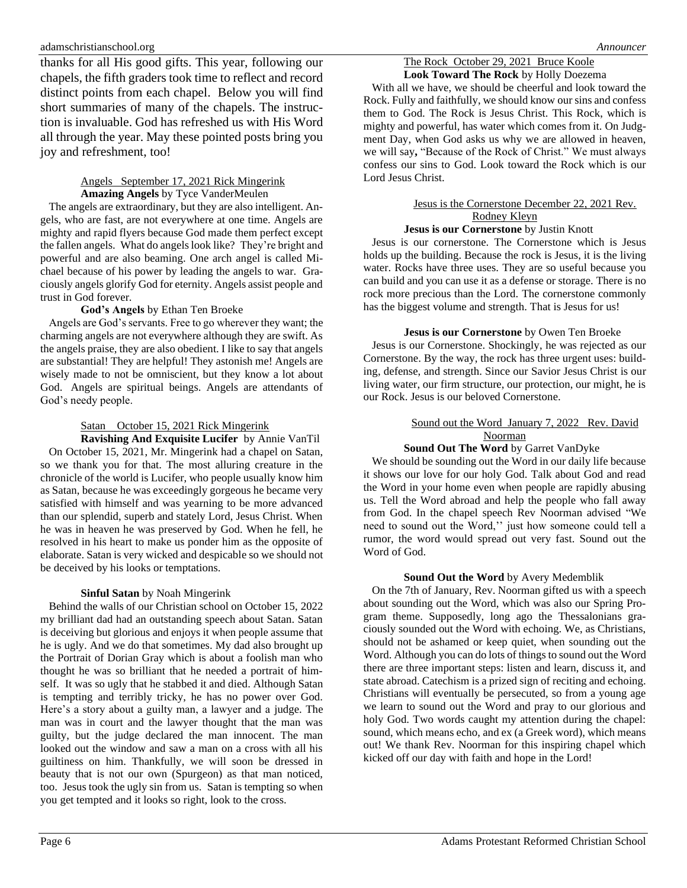thanks for all His good gifts. This year, following our chapels, the fifth graders took time to reflect and record distinct points from each chapel. Below you will find short summaries of many of the chapels. The instruction is invaluable. God has refreshed us with His Word all through the year. May these pointed posts bring you joy and refreshment, too!

Angels September 17, 2021 Rick Mingerink

**Amazing Angels** by Tyce VanderMeulen

The angels are extraordinary, but they are also intelligent. Angels, who are fast, are not everywhere at one time. Angels are mighty and rapid flyers because God made them perfect except the fallen angels. What do angels look like? They're bright and powerful and are also beaming. One arch angel is called Michael because of his power by leading the angels to war. Graciously angels glorify God for eternity. Angels assist people and trust in God forever.

**God's Angels** by Ethan Ten Broeke

Angels are God's servants. Free to go wherever they want; the charming angels are not everywhere although they are swift. As the angels praise, they are also obedient. I like to say that angels are substantial! They are helpful! They astonish me! Angels are wisely made to not be omniscient, but they know a lot about God. Angels are spiritual beings. Angels are attendants of God's needy people.

Satan October 15, 2021 Rick Mingerink

**Ravishing And Exquisite Lucifer** by Annie VanTil

On October 15, 2021, Mr. Mingerink had a chapel on Satan, so we thank you for that. The most alluring creature in the chronicle of the world is Lucifer, who people usually know him as Satan, because he was exceedingly gorgeous he became very satisfied with himself and was yearning to be more advanced than our splendid, superb and stately Lord, Jesus Christ. When he was in heaven he was preserved by God. When he fell, he resolved in his heart to make us ponder him as the opposite of elaborate. Satan is very wicked and despicable so we should not be deceived by his looks or temptations.

**Sinful Satan** by Noah Mingerink

Behind the walls of our Christian school on October 15, 2022 my brilliant dad had an outstanding speech about Satan. Satan is deceiving but glorious and enjoys it when people assume that he is ugly. And we do that sometimes. My dad also brought up the Portrait of Dorian Gray which is about a foolish man who thought he was so brilliant that he needed a portrait of himself. It was so ugly that he stabbed it and died. Although Satan is tempting and terribly tricky, he has no power over God. Here's a story about a guilty man, a lawyer and a judge. The man was in court and the lawyer thought that the man was guilty, but the judge declared the man innocent. The man looked out the window and saw a man on a cross with all his guiltiness on him. Thankfully, we will soon be dressed in beauty that is not our own (Spurgeon) as that man noticed, too. Jesus took the ugly sin from us. Satan is tempting so when you get tempted and it looks so right, look to the cross.

The Rock October 29, 2021 Bruce Koole

**Look Toward The Rock** by Holly Doezema

With all we have, we should be cheerful and look toward the Rock. Fully and faithfully, we should know our sins and confess them to God. The Rock is Jesus Christ. This Rock, which is mighty and powerful, has water which comes from it. On Judgment Day, when God asks us why we are allowed in heaven, we will say**,** "Because of the Rock of Christ." We must always confess our sins to God. Look toward the Rock which is our Lord Jesus Christ.

Jesus is the Cornerstone December 22, 2021 Rev. Rodney Kleyn

**Jesus is our Cornerstone** by Justin Knott

Jesus is our cornerstone. The Cornerstone which is Jesus holds up the building. Because the rock is Jesus, it is the living water. Rocks have three uses. They are so useful because you can build and you can use it as a defense or storage. There is no rock more precious than the Lord. The cornerstone commonly has the biggest volume and strength. That is Jesus for us!

**Jesus is our Cornerstone** by Owen Ten Broeke

Jesus is our Cornerstone. Shockingly, he was rejected as our Cornerstone. By the way, the rock has three urgent uses: building, defense, and strength. Since our Savior Jesus Christ is our living water, our firm structure, our protection, our might, he is our Rock. Jesus is our beloved Cornerstone.

Sound out the Word January 7, 2022 Rev. David Noorman

**Sound Out The Word** by Garret VanDyke

We should be sounding out the Word in our daily life because it shows our love for our holy God. Talk about God and read the Word in your home even when people are rapidly abusing us. Tell the Word abroad and help the people who fall away from God. In the chapel speech Rev Noorman advised "We need to sound out the Word,'' just how someone could tell a rumor, the word would spread out very fast. Sound out the Word of God.

**Sound Out the Word** by Avery Medemblik

On the 7th of January, Rev. Noorman gifted us with a speech about sounding out the Word, which was also our Spring Program theme. Supposedly, long ago the Thessalonians graciously sounded out the Word with echoing. We, as Christians, should not be ashamed or keep quiet, when sounding out the Word. Although you can do lots of things to sound out the Word there are three important steps: listen and learn, discuss it, and state abroad. Catechism is a prized sign of reciting and echoing. Christians will eventually be persecuted, so from a young age we learn to sound out the Word and pray to our glorious and holy God. Two words caught my attention during the chapel: sound, which means echo, and ex (a Greek word), which means out! We thank Rev. Noorman for this inspiring chapel which kicked off our day with faith and hope in the Lord!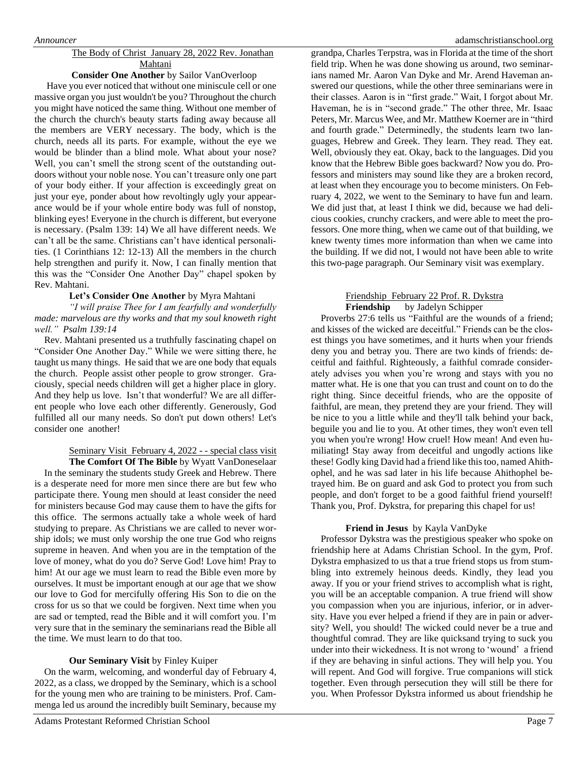The Body of Christ  January 28, 2022 Rev. Jonathan Mahtani

**Consider One Another** by Sailor VanOverloop

Have you ever noticed that without one miniscule cell or one massive organ you just wouldn't be you? Throughout the church you might have noticed the same thing. Without one member of the church the church's beauty starts fading away because all the members are VERY necessary. The body, which is the church, needs all its parts. For example, without the eye we would be blinder than a blind mole. What about your nose? Well, you can't smell the strong scent of the outstanding outdoors without your noble nose. You can't treasure only one part of your body either. If your affection is exceedingly great on just your eye, ponder about how revoltingly ugly your appearance would be if your whole entire body was full of nonstop, blinking eyes! Everyone in the church is different, but everyone is necessary. (Psalm 139: 14) We all have different needs. We can't all be the same. Christians can't have identical personalities. (1 Corinthians 12: 12-13) All the members in the church help strengthen and purify it. Now, I can finally mention that this was the "Consider One Another Day" chapel spoken by Rev. Mahtani.

**Let's Consider One Another** by Myra Mahtani

*"I will praise Thee for I am fearfully and wonderfully made: marvelous are thy works and that my soul knoweth right well." Psalm 139:14*

Rev. Mahtani presented us a truthfully fascinating chapel on "Consider One Another Day." While we were sitting there, he taught us many things. He said that we are one body that equals the church. People assist other people to grow stronger. Graciously, special needs children will get a higher place in glory. And they help us love. Isn't that wonderful? We are all different people who love each other differently. Generously, God fulfilled all our many needs. So don't put down others! Let's consider one another!

Seminary Visit  February 4, 2022 - - special class visit

**The Comfort Of The Bible** by Wyatt VanDoneselaar

In the seminary the students study Greek and Hebrew. There is a desperate need for more men since there are but few who participate there. Young men should at least consider the need for ministers because God may cause them to have the gifts for this office. The sermons actually take a whole week of hard studying to prepare. As Christians we are called to never worship idols; we must only worship the one true God who reigns supreme in heaven. And when you are in the temptation of the love of money, what do you do? Serve God! Love him! Pray to him! At our age we must learn to read the Bible even more by ourselves. It must be important enough at our age that we show our love to God for mercifully offering His Son to die on the cross for us so that we could be forgiven. Next time when you are sad or tempted, read the Bible and it will comfort you. I'm very sure that in the seminary the seminarians read the Bible all the time. We must learn to do that too.

**Our Seminary Visit** by Finley Kuiper

On the warm, welcoming, and wonderful day of February 4, 2022, as a class, we dropped by the Seminary, which is a school for the young men who are training to be ministers. Prof. Cammenga led us around the incredibly built Seminary, because my grandpa, Charles Terpstra, was in Florida at the time of the short field trip. When he was done showing us around, two seminarians named Mr. Aaron Van Dyke and Mr. Arend Haveman answered our questions, while the other three seminarians were in their classes. Aaron is in "first grade." Wait, I forgot about Mr. Haveman, he is in "second grade." The other three, Mr. Isaac Peters, Mr. Marcus Wee, and Mr. Matthew Koerner are in "third and fourth grade." Determinedly, the students learn two languages, Hebrew and Greek. They learn. They read. They eat. Well, obviously they eat. Okay, back to the languages. Did you know that the Hebrew Bible goes backward? Now you do. Professors and ministers may sound like they are a broken record, at least when they encourage you to become ministers. On February 4, 2022, we went to the Seminary to have fun and learn. We did just that, at least I think we did, because we had delicious cookies, crunchy crackers, and were able to meet the professors. One more thing, when we came out of that building, we knew twenty times more information than when we came into the building. If we did not, I would not have been able to write this two-page paragraph. Our Seminary visit was exemplary.

Friendship  February 22 Prof. R. Dykstra

**Friendship** by Jadelyn Schipper

Proverbs 27:6 tells us "Faithful are the wounds of a friend; and kisses of the wicked are deceitful." Friends can be the closest things you have sometimes, and it hurts when your friends deny you and betray you. There are two kinds of friends: deceitful and faithful. Righteously, a faithful comrade considerately advises you when you're wrong and stays with you no matter what. He is one that you can trust and count on to do the right thing. Since deceitful friends, who are the opposite of faithful, are mean, they pretend they are your friend. They will be nice to you a little while and they'll talk behind your back, beguile you and lie to you. At other times, they won't even tell you when you're wrong! How cruel! How mean! And even humiliating**!** Stay away from deceitful and ungodly actions like these! Godly king David had a friend like this too, named Ahithophel, and he was sad later in his life because Ahithophel betrayed him. Be on guard and ask God to protect you from such people, and don't forget to be a good faithful friend yourself! Thank you, Prof. Dykstra, for preparing this chapel for us!

**Friend in Jesus** by Kayla VanDyke

Professor Dykstra was the prestigious speaker who spoke on friendship here at Adams Christian School. In the gym, Prof. Dykstra emphasized to us that a true friend stops us from stumbling into extremely heinous deeds. Kindly, they lead you away. If you or your friend strives to accomplish what is right, you will be an acceptable companion. A true friend will show you compassion when you are injurious, inferior, or in adversity. Have you ever helped a friend if they are in pain or adversity? Well, you should! The wicked could never be a true and thoughtful comrad. They are like quicksand trying to suck you under into their wickedness. It is not wrong to 'wound' a friend if they are behaving in sinful actions. They will help you. You will repent. And God will forgive. True companions will stick together. Even through persecution they will still be there for you. When Professor Dykstra informed us about friendship he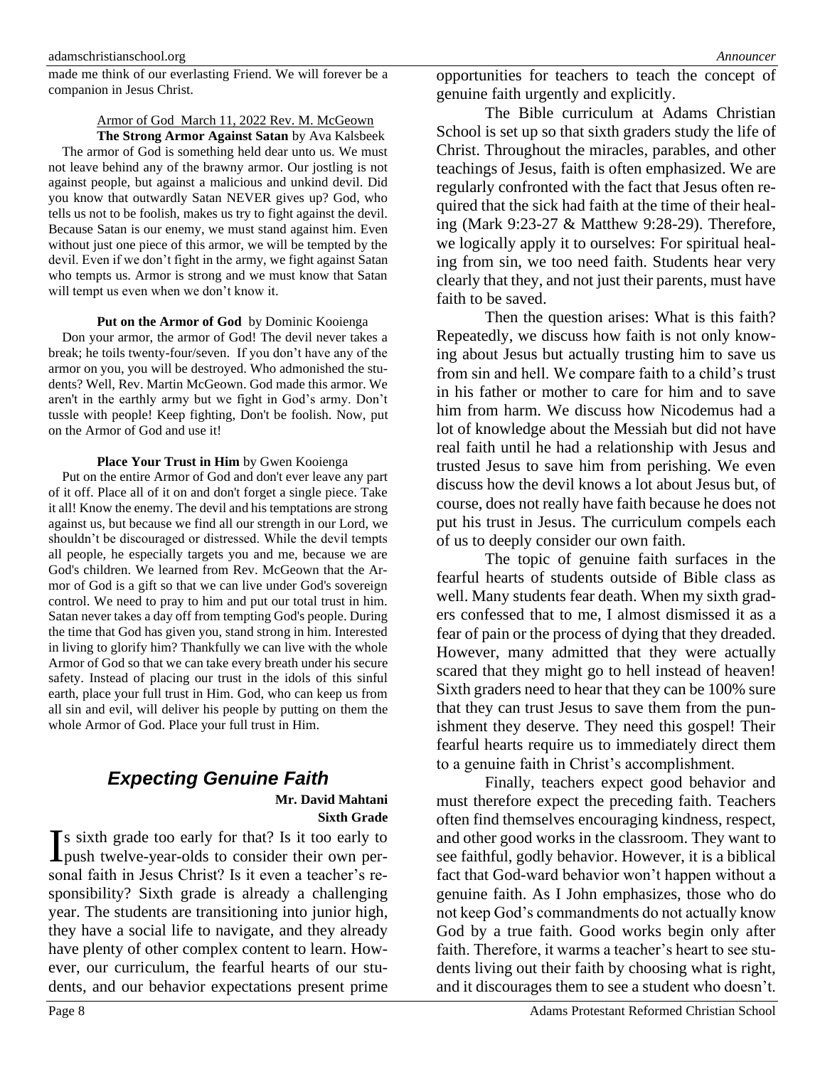made me think of our everlasting Friend. We will forever be a companion in Jesus Christ.

Armor of God March 11, 2022 Rev. M. McGeown

**The Strong Armor Against Satan** by Ava Kalsbeek

The armor of God is something held dear unto us. We must not leave behind any of the brawny armor. Our jostling is not against people, but against a malicious and unkind devil. Did you know that outwardly Satan NEVER gives up? God, who tells us not to be foolish, makes us try to fight against the devil. Because Satan is our enemy, we must stand against him. Even without just one piece of this armor, we will be tempted by the devil. Even if we don't fight in the army, we fight against Satan who tempts us. Armor is strong and we must know that Satan will tempt us even when we don't know it.

**Put on the Armor of God** by Dominic Kooienga

Don your armor, the armor of God! The devil never takes a break; he toils twenty-four/seven. If you don't have any of the armor on you, you will be destroyed. Who admonished the students? Well, Rev. Martin McGeown. God made this armor. We aren't in the earthly army but we fight in God's army. Don't tussle with people! Keep fighting, Don't be foolish. Now, put on the Armor of God and use it!

**Place Your Trust in Him** by Gwen Kooienga

Put on the entire Armor of God and don't ever leave any part of it off. Place all of it on and don't forget a single piece. Take it all! Know the enemy. The devil and his temptations are strong against us, but because we find all our strength in our Lord, we shouldn't be discouraged or distressed. While the devil tempts all people, he especially targets you and me, because we are God's children. We learned from Rev. McGeown that the Armor of God is a gift so that we can live under God's sovereign control. We need to pray to him and put our total trust in him. Satan never takes a day off from tempting God's people. During the time that God has given you, stand strong in him. Interested in living to glorify him? Thankfully we can live with the whole Armor of God so that we can take every breath under his secure safety. Instead of placing our trust in the idols of this sinful earth, place your full trust in Him. God, who can keep us from all sin and evil, will deliver his people by putting on them the whole Armor of God. Place your full trust in Him.

## *Expecting Genuine Faith*

**Mr. David Mahtani**
**Sixth Grade**

Is sixth grade too early for that? Is it too early to push twelve-year-olds to consider their own personal faith in Jesus Christ? Is it even a teacher's responsibility? Sixth grade is already a challenging year. The students are transitioning into junior high, they have a social life to navigate, and they already have plenty of other complex content to learn. However, our curriculum, the fearful hearts of our students, and our behavior expectations present prime opportunities for teachers to teach the concept of genuine faith urgently and explicitly.

The Bible curriculum at Adams Christian School is set up so that sixth graders study the life of Christ. Throughout the miracles, parables, and other teachings of Jesus, faith is often emphasized. We are regularly confronted with the fact that Jesus often required that the sick had faith at the time of their healing (Mark 9:23-27 & Matthew 9:28-29). Therefore, we logically apply it to ourselves: For spiritual healing from sin, we too need faith. Students hear very clearly that they, and not just their parents, must have faith to be saved.

Then the question arises: What is this faith? Repeatedly, we discuss how faith is not only knowing about Jesus but actually trusting him to save us from sin and hell. We compare faith to a child's trust in his father or mother to care for him and to save him from harm. We discuss how Nicodemus had a lot of knowledge about the Messiah but did not have real faith until he had a relationship with Jesus and trusted Jesus to save him from perishing. We even discuss how the devil knows a lot about Jesus but, of course, does not really have faith because he does not put his trust in Jesus. The curriculum compels each of us to deeply consider our own faith.

The topic of genuine faith surfaces in the fearful hearts of students outside of Bible class as well. Many students fear death. When my sixth graders confessed that to me, I almost dismissed it as a fear of pain or the process of dying that they dreaded. However, many admitted that they were actually scared that they might go to hell instead of heaven! Sixth graders need to hear that they can be 100% sure that they can trust Jesus to save them from the punishment they deserve. They need this gospel! Their fearful hearts require us to immediately direct them to a genuine faith in Christ's accomplishment.

Finally, teachers expect good behavior and must therefore expect the preceding faith. Teachers often find themselves encouraging kindness, respect, and other good works in the classroom. They want to see faithful, godly behavior. However, it is a biblical fact that God-ward behavior won't happen without a genuine faith. As I John emphasizes, those who do not keep God's commandments do not actually know God by a true faith. Good works begin only after faith. Therefore, it warms a teacher's heart to see students living out their faith by choosing what is right, and it discourages them to see a student who doesn't.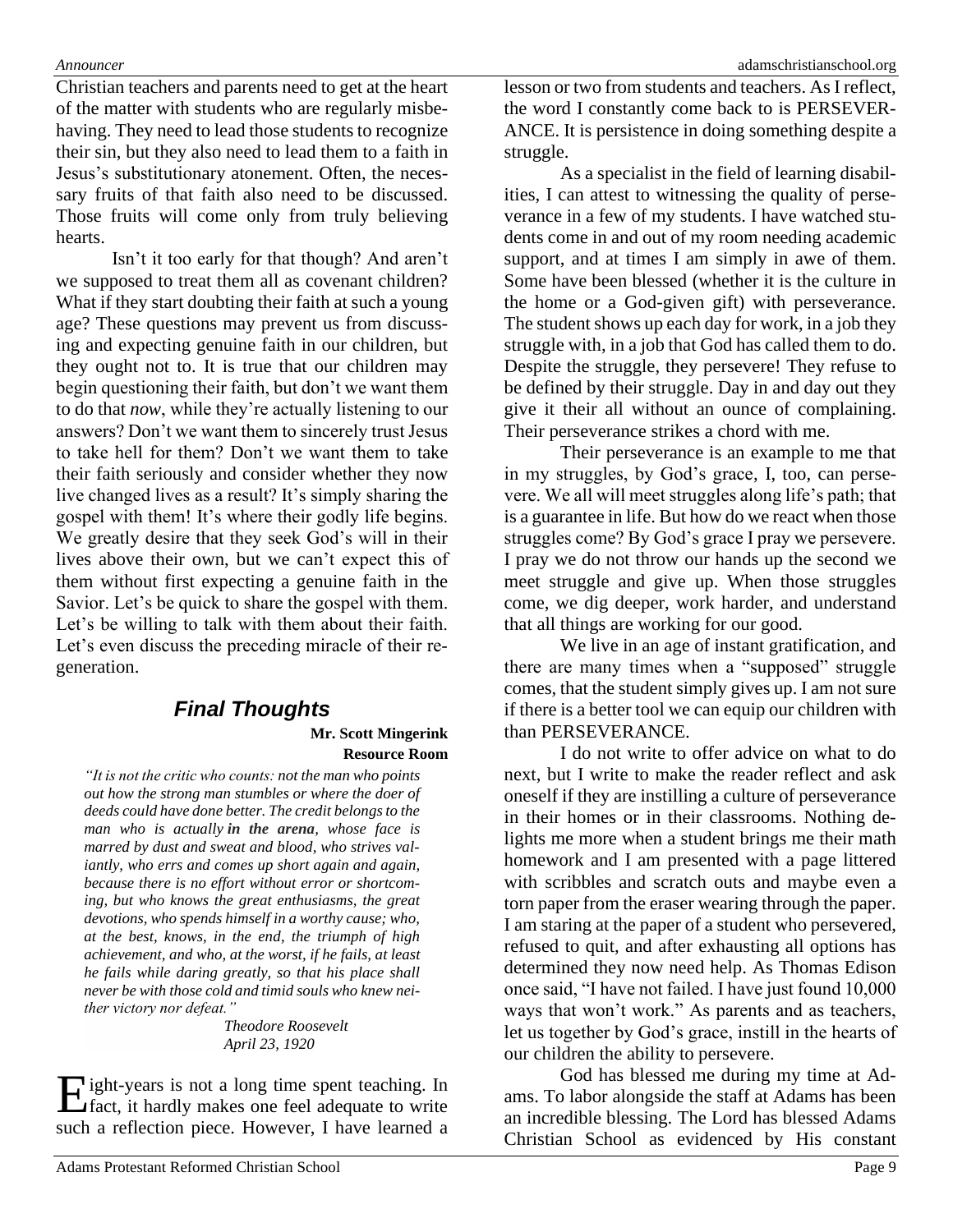Christian teachers and parents need to get at the heart of the matter with students who are regularly misbehaving. They need to lead those students to recognize their sin, but they also need to lead them to a faith in Jesus's substitutionary atonement. Often, the necessary fruits of that faith also need to be discussed. Those fruits will come only from truly believing hearts.

Isn't it too early for that though? And aren't we supposed to treat them all as covenant children? What if they start doubting their faith at such a young age? These questions may prevent us from discussing and expecting genuine faith in our children, but they ought not to. It is true that our children may begin questioning their faith, but don't we want them to do that *now*, while they're actually listening to our answers? Don't we want them to sincerely trust Jesus to take hell for them? Don't we want them to take their faith seriously and consider whether they now live changed lives as a result? It's simply sharing the gospel with them! It's where their godly life begins. We greatly desire that they seek God's will in their lives above their own, but we can't expect this of them without first expecting a genuine faith in the Savior. Let's be quick to share the gospel with them. Let's be willing to talk with them about their faith. Let's even discuss the preceding miracle of their regeneration.

## Final Thoughts

**Mr. Scott Mingerink**
**Resource Room**

*"It is not the critic who counts: not the man who points out how the strong man stumbles or where the doer of deeds could have done better. The credit belongs to the man who is actually **in the arena**, whose face is marred by dust and sweat and blood, who strives valiantly, who errs and comes up short again and again, because there is no effort without error or shortcoming, but who knows the great enthusiasms, the great devotions, who spends himself in a worthy cause; who, at the best, knows, in the end, the triumph of high achievement, and who, at the worst, if he fails, at least he fails while daring greatly, so that his place shall never be with those cold and timid souls who knew neither victory nor defeat."*

*Theodore Roosevelt*
*April 23, 1920*

Eight-years is not a long time spent teaching. In fact, it hardly makes one feel adequate to write such a reflection piece. However, I have learned a lesson or two from students and teachers. As I reflect, the word I constantly come back to is PERSEVERANCE. It is persistence in doing something despite a struggle.

As a specialist in the field of learning disabilities, I can attest to witnessing the quality of perseverance in a few of my students. I have watched students come in and out of my room needing academic support, and at times I am simply in awe of them. Some have been blessed (whether it is the culture in the home or a God-given gift) with perseverance. The student shows up each day for work, in a job they struggle with, in a job that God has called them to do. Despite the struggle, they persevere! They refuse to be defined by their struggle. Day in and day out they give it their all without an ounce of complaining. Their perseverance strikes a chord with me.

Their perseverance is an example to me that in my struggles, by God's grace, I, too, can persevere. We all will meet struggles along life's path; that is a guarantee in life. But how do we react when those struggles come? By God's grace I pray we persevere. I pray we do not throw our hands up the second we meet struggle and give up. When those struggles come, we dig deeper, work harder, and understand that all things are working for our good.

We live in an age of instant gratification, and there are many times when a "supposed" struggle comes, that the student simply gives up. I am not sure if there is a better tool we can equip our children with than PERSEVERANCE.

I do not write to offer advice on what to do next, but I write to make the reader reflect and ask oneself if they are instilling a culture of perseverance in their homes or in their classrooms. Nothing delights me more when a student brings me their math homework and I am presented with a page littered with scribbles and scratch outs and maybe even a torn paper from the eraser wearing through the paper. I am staring at the paper of a student who persevered, refused to quit, and after exhausting all options has determined they now need help. As Thomas Edison once said, "I have not failed. I have just found 10,000 ways that won't work." As parents and as teachers, let us together by God's grace, instill in the hearts of our children the ability to persevere.

God has blessed me during my time at Adams. To labor alongside the staff at Adams has been an incredible blessing. The Lord has blessed Adams Christian School as evidenced by His constant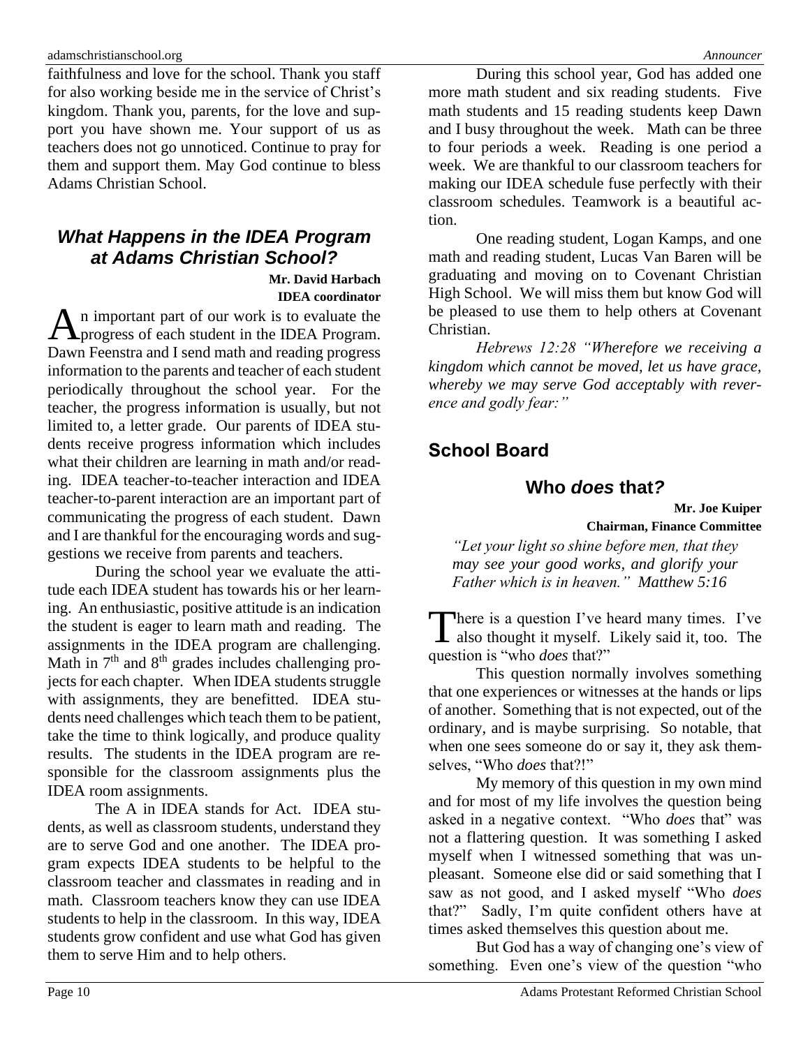faithfulness and love for the school. Thank you staff for also working beside me in the service of Christ's kingdom. Thank you, parents, for the love and support you have shown me. Your support of us as teachers does not go unnoticed. Continue to pray for them and support them. May God continue to bless Adams Christian School.

## *What Happens in the IDEA Program at Adams Christian School?*

**Mr. David Harbach**
**IDEA coordinator**

An important part of our work is to evaluate the progress of each student in the IDEA Program. Dawn Feenstra and I send math and reading progress information to the parents and teacher of each student periodically throughout the school year. For the teacher, the progress information is usually, but not limited to, a letter grade. Our parents of IDEA students receive progress information which includes what their children are learning in math and/or reading. IDEA teacher-to-teacher interaction and IDEA teacher-to-parent interaction are an important part of communicating the progress of each student. Dawn and I are thankful for the encouraging words and suggestions we receive from parents and teachers.

During the school year we evaluate the attitude each IDEA student has towards his or her learning. An enthusiastic, positive attitude is an indication the student is eager to learn math and reading. The assignments in the IDEA program are challenging. Math in 7th and 8th grades includes challenging projects for each chapter. When IDEA students struggle with assignments, they are benefitted. IDEA students need challenges which teach them to be patient, take the time to think logically, and produce quality results. The students in the IDEA program are responsible for the classroom assignments plus the IDEA room assignments.

The A in IDEA stands for Act. IDEA students, as well as classroom students, understand they are to serve God and one another. The IDEA program expects IDEA students to be helpful to the classroom teacher and classmates in reading and in math. Classroom teachers know they can use IDEA students to help in the classroom. In this way, IDEA students grow confident and use what God has given them to serve Him and to help others.

During this school year, God has added one more math student and six reading students. Five math students and 15 reading students keep Dawn and I busy throughout the week. Math can be three to four periods a week. Reading is one period a week. We are thankful to our classroom teachers for making our IDEA schedule fuse perfectly with their classroom schedules. Teamwork is a beautiful action.

One reading student, Logan Kamps, and one math and reading student, Lucas Van Baren will be graduating and moving on to Covenant Christian High School. We will miss them but know God will be pleased to use them to help others at Covenant Christian.

*Hebrews 12:28 "Wherefore we receiving a kingdom which cannot be moved, let us have grace, whereby we may serve God acceptably with reverence and godly fear:"*

## School Board

### Who *does* that?

**Mr. Joe Kuiper**
**Chairman, Finance Committee**

*"Let your light so shine before men, that they may see your good works, and glorify your Father which is in heaven." Matthew 5:16*

There is a question I've heard many times. I've also thought it myself. Likely said it, too. The question is "who *does* that?"

This question normally involves something that one experiences or witnesses at the hands or lips of another. Something that is not expected, out of the ordinary, and is maybe surprising. So notable, that when one sees someone do or say it, they ask themselves, "Who *does* that?!"

My memory of this question in my own mind and for most of my life involves the question being asked in a negative context. "Who *does* that" was not a flattering question. It was something I asked myself when I witnessed something that was unpleasant. Someone else did or said something that I saw as not good, and I asked myself "Who *does* that?" Sadly, I'm quite confident others have at times asked themselves this question about me.

But God has a way of changing one's view of something. Even one's view of the question "who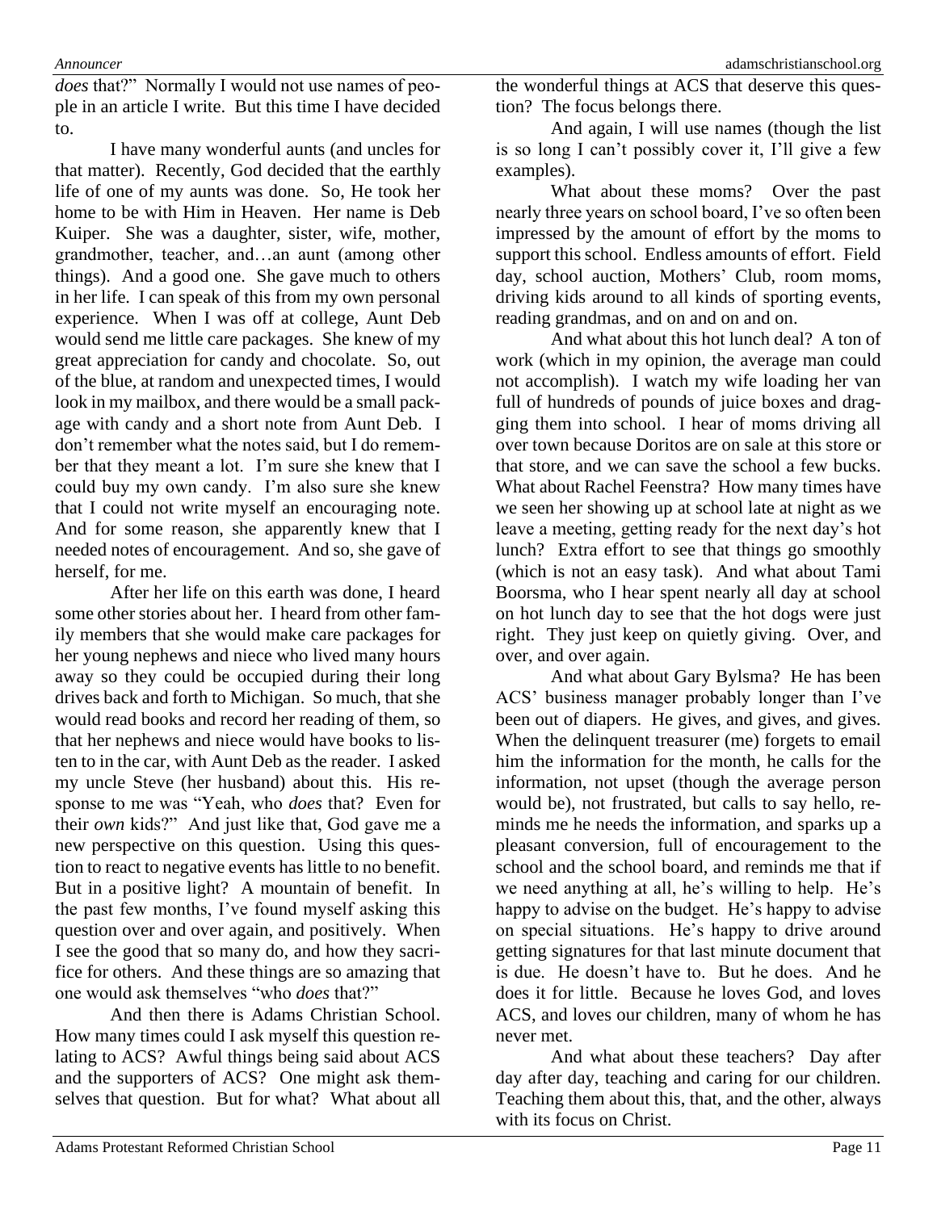*does* that?" Normally I would not use names of people in an article I write. But this time I have decided to.

I have many wonderful aunts (and uncles for that matter). Recently, God decided that the earthly life of one of my aunts was done. So, He took her home to be with Him in Heaven. Her name is Deb Kuiper. She was a daughter, sister, wife, mother, grandmother, teacher, and…an aunt (among other things). And a good one. She gave much to others in her life. I can speak of this from my own personal experience. When I was off at college, Aunt Deb would send me little care packages. She knew of my great appreciation for candy and chocolate. So, out of the blue, at random and unexpected times, I would look in my mailbox, and there would be a small package with candy and a short note from Aunt Deb. I don't remember what the notes said, but I do remember that they meant a lot. I'm sure she knew that I could buy my own candy. I'm also sure she knew that I could not write myself an encouraging note. And for some reason, she apparently knew that I needed notes of encouragement. And so, she gave of herself, for me.

After her life on this earth was done, I heard some other stories about her. I heard from other family members that she would make care packages for her young nephews and niece who lived many hours away so they could be occupied during their long drives back and forth to Michigan. So much, that she would read books and record her reading of them, so that her nephews and niece would have books to listen to in the car, with Aunt Deb as the reader. I asked my uncle Steve (her husband) about this. His response to me was "Yeah, who *does* that? Even for their *own* kids?" And just like that, God gave me a new perspective on this question. Using this question to react to negative events has little to no benefit. But in a positive light? A mountain of benefit. In the past few months, I've found myself asking this question over and over again, and positively. When I see the good that so many do, and how they sacrifice for others. And these things are so amazing that one would ask themselves "who *does* that?"

And then there is Adams Christian School. How many times could I ask myself this question relating to ACS? Awful things being said about ACS and the supporters of ACS? One might ask themselves that question. But for what? What about all the wonderful things at ACS that deserve this question? The focus belongs there.

And again, I will use names (though the list is so long I can't possibly cover it, I'll give a few examples).

What about these moms? Over the past nearly three years on school board, I've so often been impressed by the amount of effort by the moms to support this school. Endless amounts of effort. Field day, school auction, Mothers' Club, room moms, driving kids around to all kinds of sporting events, reading grandmas, and on and on and on.

And what about this hot lunch deal? A ton of work (which in my opinion, the average man could not accomplish). I watch my wife loading her van full of hundreds of pounds of juice boxes and dragging them into school. I hear of moms driving all over town because Doritos are on sale at this store or that store, and we can save the school a few bucks. What about Rachel Feenstra? How many times have we seen her showing up at school late at night as we leave a meeting, getting ready for the next day's hot lunch? Extra effort to see that things go smoothly (which is not an easy task). And what about Tami Boorsma, who I hear spent nearly all day at school on hot lunch day to see that the hot dogs were just right. They just keep on quietly giving. Over, and over, and over again.

And what about Gary Bylsma? He has been ACS' business manager probably longer than I've been out of diapers. He gives, and gives, and gives. When the delinquent treasurer (me) forgets to email him the information for the month, he calls for the information, not upset (though the average person would be), not frustrated, but calls to say hello, reminds me he needs the information, and sparks up a pleasant conversion, full of encouragement to the school and the school board, and reminds me that if we need anything at all, he's willing to help. He's happy to advise on the budget. He's happy to advise on special situations. He's happy to drive around getting signatures for that last minute document that is due. He doesn't have to. But he does. And he does it for little. Because he loves God, and loves ACS, and loves our children, many of whom he has never met.

And what about these teachers? Day after day after day, teaching and caring for our children. Teaching them about this, that, and the other, always with its focus on Christ.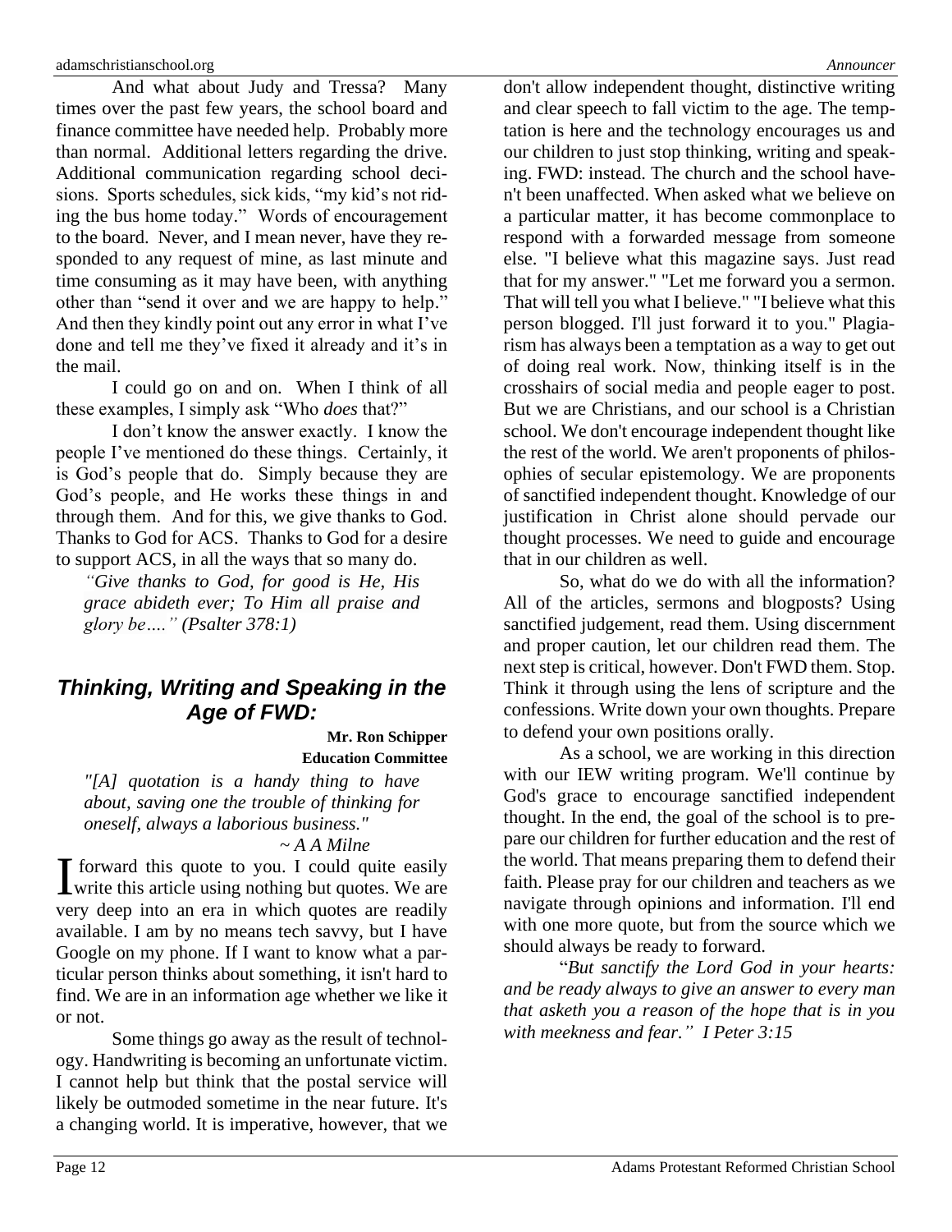And what about Judy and Tressa? Many times over the past few years, the school board and finance committee have needed help. Probably more than normal. Additional letters regarding the drive. Additional communication regarding school decisions. Sports schedules, sick kids, "my kid's not riding the bus home today." Words of encouragement to the board. Never, and I mean never, have they responded to any request of mine, as last minute and time consuming as it may have been, with anything other than "send it over and we are happy to help." And then they kindly point out any error in what I've done and tell me they've fixed it already and it's in the mail.

I could go on and on. When I think of all these examples, I simply ask "Who *does* that?"

I don't know the answer exactly. I know the people I've mentioned do these things. Certainly, it is God's people that do. Simply because they are God's people, and He works these things in and through them. And for this, we give thanks to God. Thanks to God for ACS. Thanks to God for a desire to support ACS, in all the ways that so many do.

> *"Give thanks to God, for good is He, His grace abideth ever; To Him all praise and glory be…." (Psalter 378:1)*

## *Thinking, Writing and Speaking in the Age of FWD:*

**Mr. Ron Schipper**
**Education Committee**

> *"[A] quotation is a handy thing to have about, saving one the trouble of thinking for oneself, always a laborious business."*
>
> *~ A A Milne*

I forward this quote to you. I could quite easily write this article using nothing but quotes. We are very deep into an era in which quotes are readily available. I am by no means tech savvy, but I have Google on my phone. If I want to know what a particular person thinks about something, it isn't hard to find. We are in an information age whether we like it or not.

Some things go away as the result of technology. Handwriting is becoming an unfortunate victim. I cannot help but think that the postal service will likely be outmoded sometime in the near future. It's a changing world. It is imperative, however, that we don't allow independent thought, distinctive writing and clear speech to fall victim to the age. The temptation is here and the technology encourages us and our children to just stop thinking, writing and speaking. FWD: instead. The church and the school haven't been unaffected. When asked what we believe on a particular matter, it has become commonplace to respond with a forwarded message from someone else. "I believe what this magazine says. Just read that for my answer." "Let me forward you a sermon. That will tell you what I believe." "I believe what this person blogged. I'll just forward it to you." Plagiarism has always been a temptation as a way to get out of doing real work. Now, thinking itself is in the crosshairs of social media and people eager to post. But we are Christians, and our school is a Christian school. We don't encourage independent thought like the rest of the world. We aren't proponents of philosophies of secular epistemology. We are proponents of sanctified independent thought. Knowledge of our justification in Christ alone should pervade our thought processes. We need to guide and encourage that in our children as well.

So, what do we do with all the information? All of the articles, sermons and blogposts? Using sanctified judgement, read them. Using discernment and proper caution, let our children read them. The next step is critical, however. Don't FWD them. Stop. Think it through using the lens of scripture and the confessions. Write down your own thoughts. Prepare to defend your own positions orally.

As a school, we are working in this direction with our IEW writing program. We'll continue by God's grace to encourage sanctified independent thought. In the end, the goal of the school is to prepare our children for further education and the rest of the world. That means preparing them to defend their faith. Please pray for our children and teachers as we navigate through opinions and information. I'll end with one more quote, but from the source which we should always be ready to forward.

"*But sanctify the Lord God in your hearts: and be ready always to give an answer to every man that asketh you a reason of the hope that is in you with meekness and fear." I Peter 3:15*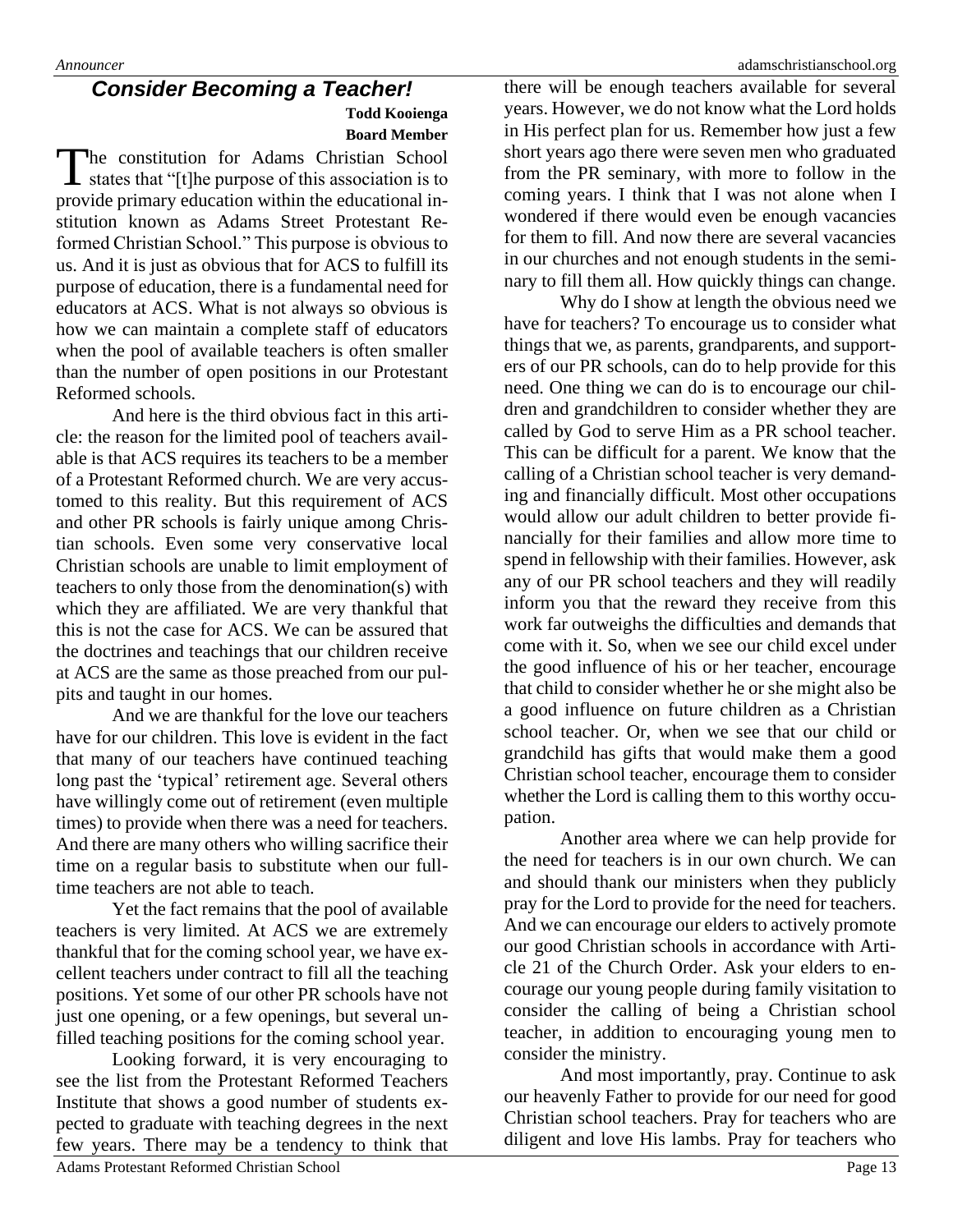## *Consider Becoming a Teacher!*

**Todd Kooienga**
**Board Member**

The constitution for Adams Christian School states that "[t]he purpose of this association is to provide primary education within the educational institution known as Adams Street Protestant Reformed Christian School." This purpose is obvious to us. And it is just as obvious that for ACS to fulfill its purpose of education, there is a fundamental need for educators at ACS. What is not always so obvious is how we can maintain a complete staff of educators when the pool of available teachers is often smaller than the number of open positions in our Protestant Reformed schools.

And here is the third obvious fact in this article: the reason for the limited pool of teachers available is that ACS requires its teachers to be a member of a Protestant Reformed church. We are very accustomed to this reality. But this requirement of ACS and other PR schools is fairly unique among Christian schools. Even some very conservative local Christian schools are unable to limit employment of teachers to only those from the denomination(s) with which they are affiliated. We are very thankful that this is not the case for ACS. We can be assured that the doctrines and teachings that our children receive at ACS are the same as those preached from our pulpits and taught in our homes.

And we are thankful for the love our teachers have for our children. This love is evident in the fact that many of our teachers have continued teaching long past the 'typical' retirement age. Several others have willingly come out of retirement (even multiple times) to provide when there was a need for teachers. And there are many others who willing sacrifice their time on a regular basis to substitute when our full-time teachers are not able to teach.

Yet the fact remains that the pool of available teachers is very limited. At ACS we are extremely thankful that for the coming school year, we have excellent teachers under contract to fill all the teaching positions. Yet some of our other PR schools have not just one opening, or a few openings, but several unfilled teaching positions for the coming school year.

Looking forward, it is very encouraging to see the list from the Protestant Reformed Teachers Institute that shows a good number of students expected to graduate with teaching degrees in the next few years. There may be a tendency to think that there will be enough teachers available for several years. However, we do not know what the Lord holds in His perfect plan for us. Remember how just a few short years ago there were seven men who graduated from the PR seminary, with more to follow in the coming years. I think that I was not alone when I wondered if there would even be enough vacancies for them to fill. And now there are several vacancies in our churches and not enough students in the seminary to fill them all. How quickly things can change.

Why do I show at length the obvious need we have for teachers? To encourage us to consider what things that we, as parents, grandparents, and supporters of our PR schools, can do to help provide for this need. One thing we can do is to encourage our children and grandchildren to consider whether they are called by God to serve Him as a PR school teacher. This can be difficult for a parent. We know that the calling of a Christian school teacher is very demanding and financially difficult. Most other occupations would allow our adult children to better provide financially for their families and allow more time to spend in fellowship with their families. However, ask any of our PR school teachers and they will readily inform you that the reward they receive from this work far outweighs the difficulties and demands that come with it. So, when we see our child excel under the good influence of his or her teacher, encourage that child to consider whether he or she might also be a good influence on future children as a Christian school teacher. Or, when we see that our child or grandchild has gifts that would make them a good Christian school teacher, encourage them to consider whether the Lord is calling them to this worthy occupation.

Another area where we can help provide for the need for teachers is in our own church. We can and should thank our ministers when they publicly pray for the Lord to provide for the need for teachers. And we can encourage our elders to actively promote our good Christian schools in accordance with Article 21 of the Church Order. Ask your elders to encourage our young people during family visitation to consider the calling of being a Christian school teacher, in addition to encouraging young men to consider the ministry.

And most importantly, pray. Continue to ask our heavenly Father to provide for our need for good Christian school teachers. Pray for teachers who are diligent and love His lambs. Pray for teachers who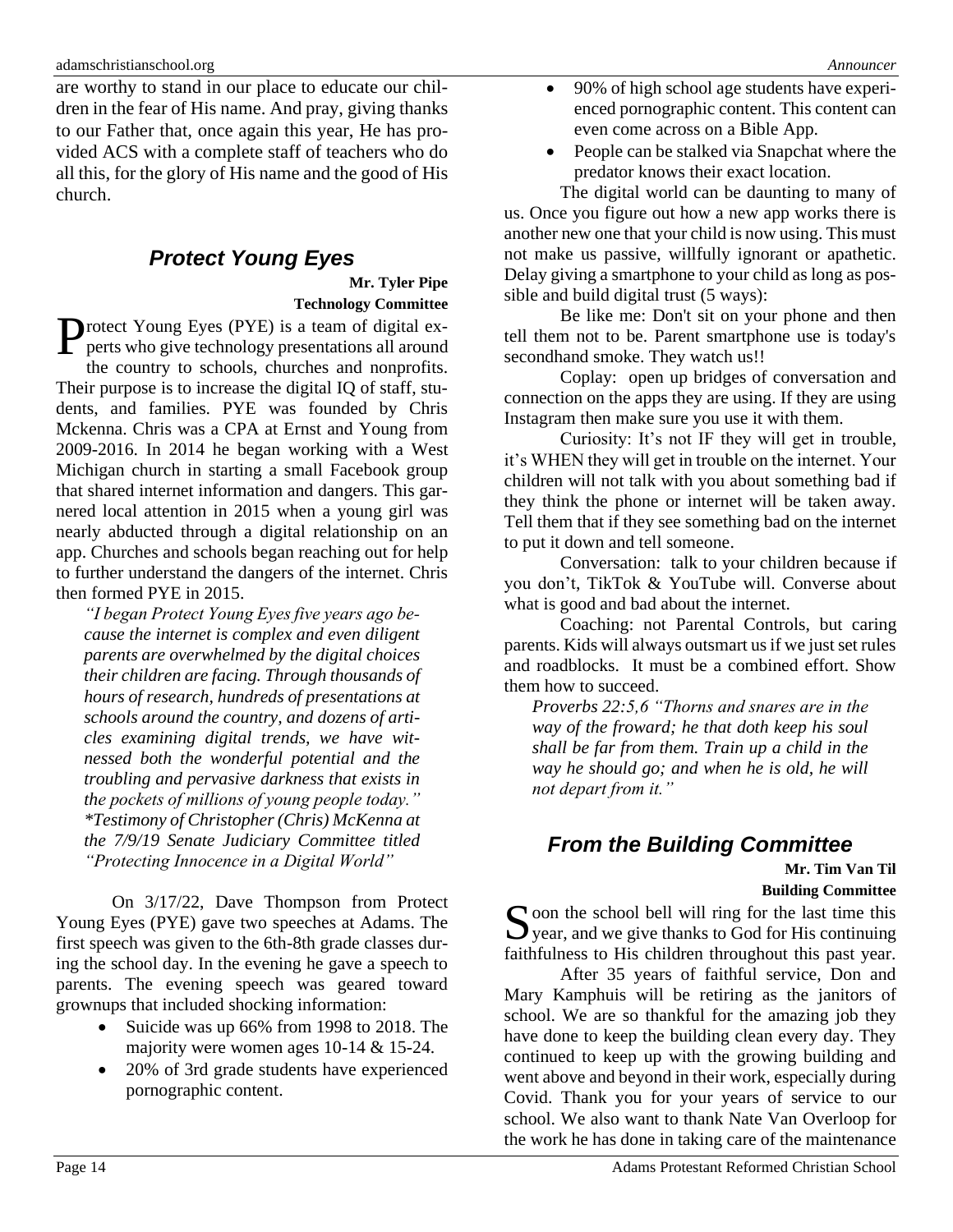are worthy to stand in our place to educate our children in the fear of His name. And pray, giving thanks to our Father that, once again this year, He has provided ACS with a complete staff of teachers who do all this, for the glory of His name and the good of His church.

## *Protect Young Eyes*

**Mr. Tyler Pipe**
**Technology Committee**

Protect Young Eyes (PYE) is a team of digital experts who give technology presentations all around the country to schools, churches and nonprofits. Their purpose is to increase the digital IQ of staff, students, and families. PYE was founded by Chris Mckenna. Chris was a CPA at Ernst and Young from 2009-2016. In 2014 he began working with a West Michigan church in starting a small Facebook group that shared internet information and dangers. This garnered local attention in 2015 when a young girl was nearly abducted through a digital relationship on an app. Churches and schools began reaching out for help to further understand the dangers of the internet. Chris then formed PYE in 2015.

> *"I began Protect Young Eyes five years ago because the internet is complex and even diligent parents are overwhelmed by the digital choices their children are facing. Through thousands of hours of research, hundreds of presentations at schools around the country, and dozens of articles examining digital trends, we have witnessed both the wonderful potential and the troubling and pervasive darkness that exists in the pockets of millions of young people today." \*Testimony of Christopher (Chris) McKenna at the 7/9/19 Senate Judiciary Committee titled "Protecting Innocence in a Digital World"*

On 3/17/22, Dave Thompson from Protect Young Eyes (PYE) gave two speeches at Adams. The first speech was given to the 6th-8th grade classes during the school day. In the evening he gave a speech to parents. The evening speech was geared toward grownups that included shocking information:

- Suicide was up 66% from 1998 to 2018. The majority were women ages 10-14 & 15-24.
- 20% of 3rd grade students have experienced pornographic content.
- 90% of high school age students have experienced pornographic content. This content can even come across on a Bible App.
- People can be stalked via Snapchat where the predator knows their exact location.

The digital world can be daunting to many of us. Once you figure out how a new app works there is another new one that your child is now using. This must not make us passive, willfully ignorant or apathetic. Delay giving a smartphone to your child as long as possible and build digital trust (5 ways):

Be like me: Don't sit on your phone and then tell them not to be. Parent smartphone use is today's secondhand smoke. They watch us!!

Coplay: open up bridges of conversation and connection on the apps they are using. If they are using Instagram then make sure you use it with them.

Curiosity: It's not IF they will get in trouble, it's WHEN they will get in trouble on the internet. Your children will not talk with you about something bad if they think the phone or internet will be taken away. Tell them that if they see something bad on the internet to put it down and tell someone.

Conversation: talk to your children because if you don't, TikTok & YouTube will. Converse about what is good and bad about the internet.

Coaching: not Parental Controls, but caring parents. Kids will always outsmart us if we just set rules and roadblocks. It must be a combined effort. Show them how to succeed.

> *Proverbs 22:5,6 "Thorns and snares are in the way of the froward; he that doth keep his soul shall be far from them. Train up a child in the way he should go; and when he is old, he will not depart from it."*

## *From the Building Committee*

**Mr. Tim Van Til**
**Building Committee**

Soon the school bell will ring for the last time this year, and we give thanks to God for His continuing faithfulness to His children throughout this past year.

After 35 years of faithful service, Don and Mary Kamphuis will be retiring as the janitors of school. We are so thankful for the amazing job they have done to keep the building clean every day. They continued to keep up with the growing building and went above and beyond in their work, especially during Covid. Thank you for your years of service to our school. We also want to thank Nate Van Overloop for the work he has done in taking care of the maintenance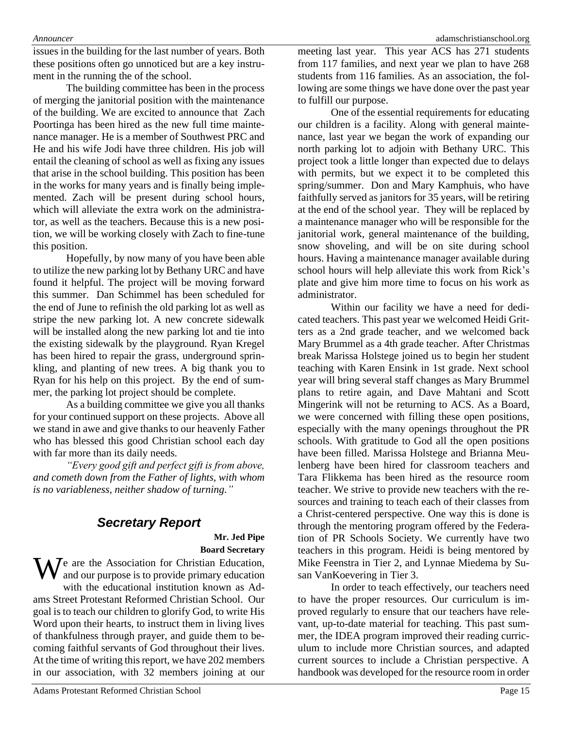issues in the building for the last number of years. Both these positions often go unnoticed but are a key instrument in the running the of the school.

The building committee has been in the process of merging the janitorial position with the maintenance of the building. We are excited to announce that Zach Poortinga has been hired as the new full time maintenance manager. He is a member of Southwest PRC and He and his wife Jodi have three children. His job will entail the cleaning of school as well as fixing any issues that arise in the school building. This position has been in the works for many years and is finally being implemented. Zach will be present during school hours, which will alleviate the extra work on the administrator, as well as the teachers. Because this is a new position, we will be working closely with Zach to fine-tune this position.

Hopefully, by now many of you have been able to utilize the new parking lot by Bethany URC and have found it helpful. The project will be moving forward this summer. Dan Schimmel has been scheduled for the end of June to refinish the old parking lot as well as stripe the new parking lot. A new concrete sidewalk will be installed along the new parking lot and tie into the existing sidewalk by the playground. Ryan Kregel has been hired to repair the grass, underground sprinkling, and planting of new trees. A big thank you to Ryan for his help on this project. By the end of summer, the parking lot project should be complete.

As a building committee we give you all thanks for your continued support on these projects. Above all we stand in awe and give thanks to our heavenly Father who has blessed this good Christian school each day with far more than its daily needs.

*"Every good gift and perfect gift is from above, and cometh down from the Father of lights, with whom is no variableness, neither shadow of turning."*

## Secretary Report

**Mr. Jed Pipe**
**Board Secretary**

We are the Association for Christian Education, and our purpose is to provide primary education with the educational institution known as Adams Street Protestant Reformed Christian School. Our goal is to teach our children to glorify God, to write His Word upon their hearts, to instruct them in living lives of thankfulness through prayer, and guide them to becoming faithful servants of God throughout their lives. At the time of writing this report, we have 202 members in our association, with 32 members joining at our meeting last year. This year ACS has 271 students from 117 families, and next year we plan to have 268 students from 116 families. As an association, the following are some things we have done over the past year to fulfill our purpose.

One of the essential requirements for educating our children is a facility. Along with general maintenance, last year we began the work of expanding our north parking lot to adjoin with Bethany URC. This project took a little longer than expected due to delays with permits, but we expect it to be completed this spring/summer. Don and Mary Kamphuis, who have faithfully served as janitors for 35 years, will be retiring at the end of the school year. They will be replaced by a maintenance manager who will be responsible for the janitorial work, general maintenance of the building, snow shoveling, and will be on site during school hours. Having a maintenance manager available during school hours will help alleviate this work from Rick's plate and give him more time to focus on his work as administrator.

Within our facility we have a need for dedicated teachers. This past year we welcomed Heidi Gritters as a 2nd grade teacher, and we welcomed back Mary Brummel as a 4th grade teacher. After Christmas break Marissa Holstege joined us to begin her student teaching with Karen Ensink in 1st grade. Next school year will bring several staff changes as Mary Brummel plans to retire again, and Dave Mahtani and Scott Mingerink will not be returning to ACS. As a Board, we were concerned with filling these open positions, especially with the many openings throughout the PR schools. With gratitude to God all the open positions have been filled. Marissa Holstege and Brianna Meulenberg have been hired for classroom teachers and Tara Flikkema has been hired as the resource room teacher. We strive to provide new teachers with the resources and training to teach each of their classes from a Christ-centered perspective. One way this is done is through the mentoring program offered by the Federation of PR Schools Society. We currently have two teachers in this program. Heidi is being mentored by Mike Feenstra in Tier 2, and Lynnae Miedema by Susan VanKoevering in Tier 3.

In order to teach effectively, our teachers need to have the proper resources. Our curriculum is improved regularly to ensure that our teachers have relevant, up-to-date material for teaching. This past summer, the IDEA program improved their reading curriculum to include more Christian sources, and adapted current sources to include a Christian perspective. A handbook was developed for the resource room in order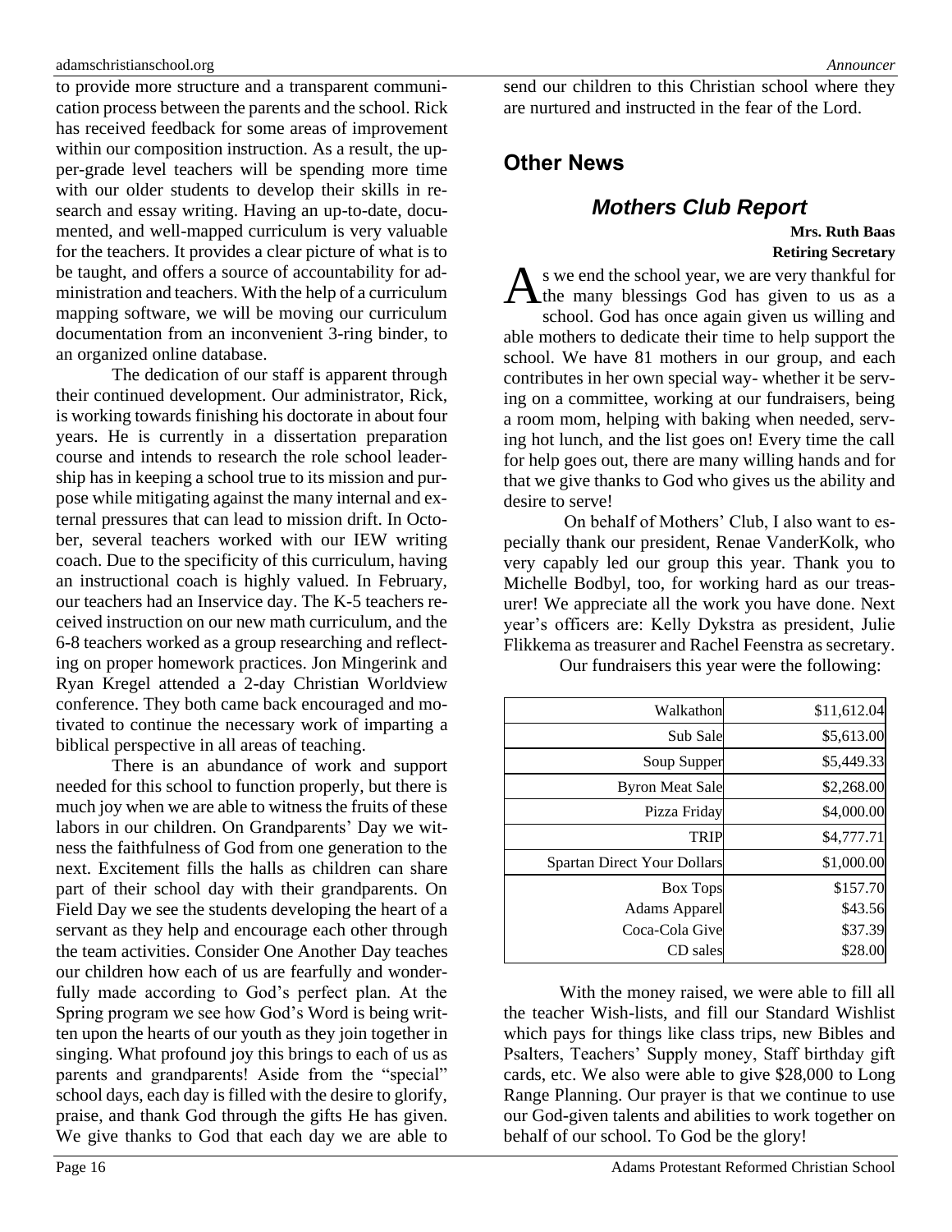to provide more structure and a transparent communication process between the parents and the school. Rick has received feedback for some areas of improvement within our composition instruction. As a result, the upper-grade level teachers will be spending more time with our older students to develop their skills in research and essay writing. Having an up-to-date, documented, and well-mapped curriculum is very valuable for the teachers. It provides a clear picture of what is to be taught, and offers a source of accountability for administration and teachers. With the help of a curriculum mapping software, we will be moving our curriculum documentation from an inconvenient 3-ring binder, to an organized online database.

The dedication of our staff is apparent through their continued development. Our administrator, Rick, is working towards finishing his doctorate in about four years. He is currently in a dissertation preparation course and intends to research the role school leadership has in keeping a school true to its mission and purpose while mitigating against the many internal and external pressures that can lead to mission drift. In October, several teachers worked with our IEW writing coach. Due to the specificity of this curriculum, having an instructional coach is highly valued. In February, our teachers had an Inservice day. The K-5 teachers received instruction on our new math curriculum, and the 6-8 teachers worked as a group researching and reflecting on proper homework practices. Jon Mingerink and Ryan Kregel attended a 2-day Christian Worldview conference. They both came back encouraged and motivated to continue the necessary work of imparting a biblical perspective in all areas of teaching.

There is an abundance of work and support needed for this school to function properly, but there is much joy when we are able to witness the fruits of these labors in our children. On Grandparents' Day we witness the faithfulness of God from one generation to the next. Excitement fills the halls as children can share part of their school day with their grandparents. On Field Day we see the students developing the heart of a servant as they help and encourage each other through the team activities. Consider One Another Day teaches our children how each of us are fearfully and wonderfully made according to God's perfect plan. At the Spring program we see how God's Word is being written upon the hearts of our youth as they join together in singing. What profound joy this brings to each of us as parents and grandparents! Aside from the "special" school days, each day is filled with the desire to glorify, praise, and thank God through the gifts He has given. We give thanks to God that each day we are able to send our children to this Christian school where they are nurtured and instructed in the fear of the Lord.

## Other News

### *Mothers Club Report*

**Mrs. Ruth Baas**
**Retiring Secretary**

As we end the school year, we are very thankful for the many blessings God has given to us as a school. God has once again given us willing and able mothers to dedicate their time to help support the school. We have 81 mothers in our group, and each contributes in her own special way- whether it be serving on a committee, working at our fundraisers, being a room mom, helping with baking when needed, serving hot lunch, and the list goes on! Every time the call for help goes out, there are many willing hands and for that we give thanks to God who gives us the ability and desire to serve!

On behalf of Mothers' Club, I also want to especially thank our president, Renae VanderKolk, who very capably led our group this year. Thank you to Michelle Bodbyl, too, for working hard as our treasurer! We appreciate all the work you have done. Next year's officers are: Kelly Dykstra as president, Julie Flikkema as treasurer and Rachel Feenstra as secretary.

Our fundraisers this year were the following:

| | |
|---|---|
| Walkathon | \$11,612.04 |
| Sub Sale | \$5,613.00 |
| Soup Supper | \$5,449.33 |
| Byron Meat Sale | \$2,268.00 |
| Pizza Friday | \$4,000.00 |
| TRIP | \$4,777.71 |
| Spartan Direct Your Dollars | \$1,000.00 |
| Box Tops | \$157.70 |
| Adams Apparel | \$43.56 |
| Coca-Cola Give | \$37.39 |
| CD sales | \$28.00 |

With the money raised, we were able to fill all the teacher Wish-lists, and fill our Standard Wishlist which pays for things like class trips, new Bibles and Psalters, Teachers' Supply money, Staff birthday gift cards, etc. We also were able to give \$28,000 to Long Range Planning. Our prayer is that we continue to use our God-given talents and abilities to work together on behalf of our school. To God be the glory!